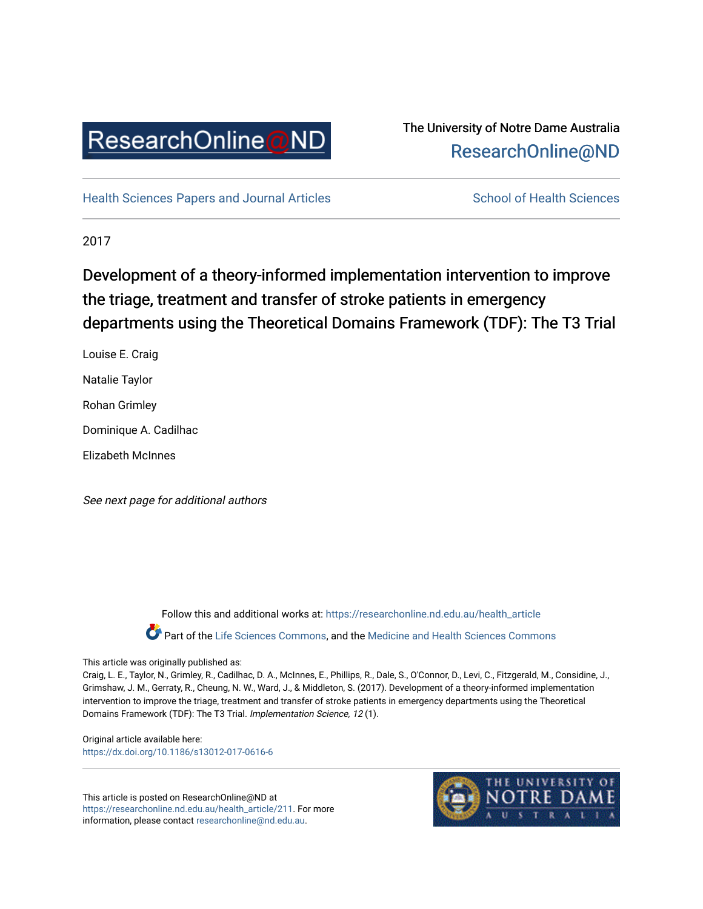ResearchOnline@ND

The University of Notre Dame Australia
ResearchOnline@ND

Health Sciences Papers and Journal Articles | School of Health Sciences

2017

# Development of a theory-informed implementation intervention to improve the triage, treatment and transfer of stroke patients in emergency departments using the Theoretical Domains Framework (TDF): The T3 Trial

Louise E. Craig

Natalie Taylor

Rohan Grimley

Dominique A. Cadilhac

Elizabeth McInnes

*See next page for additional authors*

Follow this and additional works at: https://researchonline.nd.edu.au/health_article

Part of the Life Sciences Commons, and the Medicine and Health Sciences Commons

This article was originally published as:

Craig, L. E., Taylor, N., Grimley, R., Cadilhac, D. A., McInnes, E., Phillips, R., Dale, S., O'Connor, D., Levi, C., Fitzgerald, M., Considine, J., Grimshaw, J. M., Gerraty, R., Cheung, N. W., Ward, J., & Middleton, S. (2017). Development of a theory-informed implementation intervention to improve the triage, treatment and transfer of stroke patients in emergency departments using the Theoretical Domains Framework (TDF): The T3 Trial. *Implementation Science, 12* (1).

Original article available here:
https://dx.doi.org/10.1186/s13012-017-0616-6

This article is posted on ResearchOnline@ND at https://researchonline.nd.edu.au/health_article/211. For more information, please contact researchonline@nd.edu.au.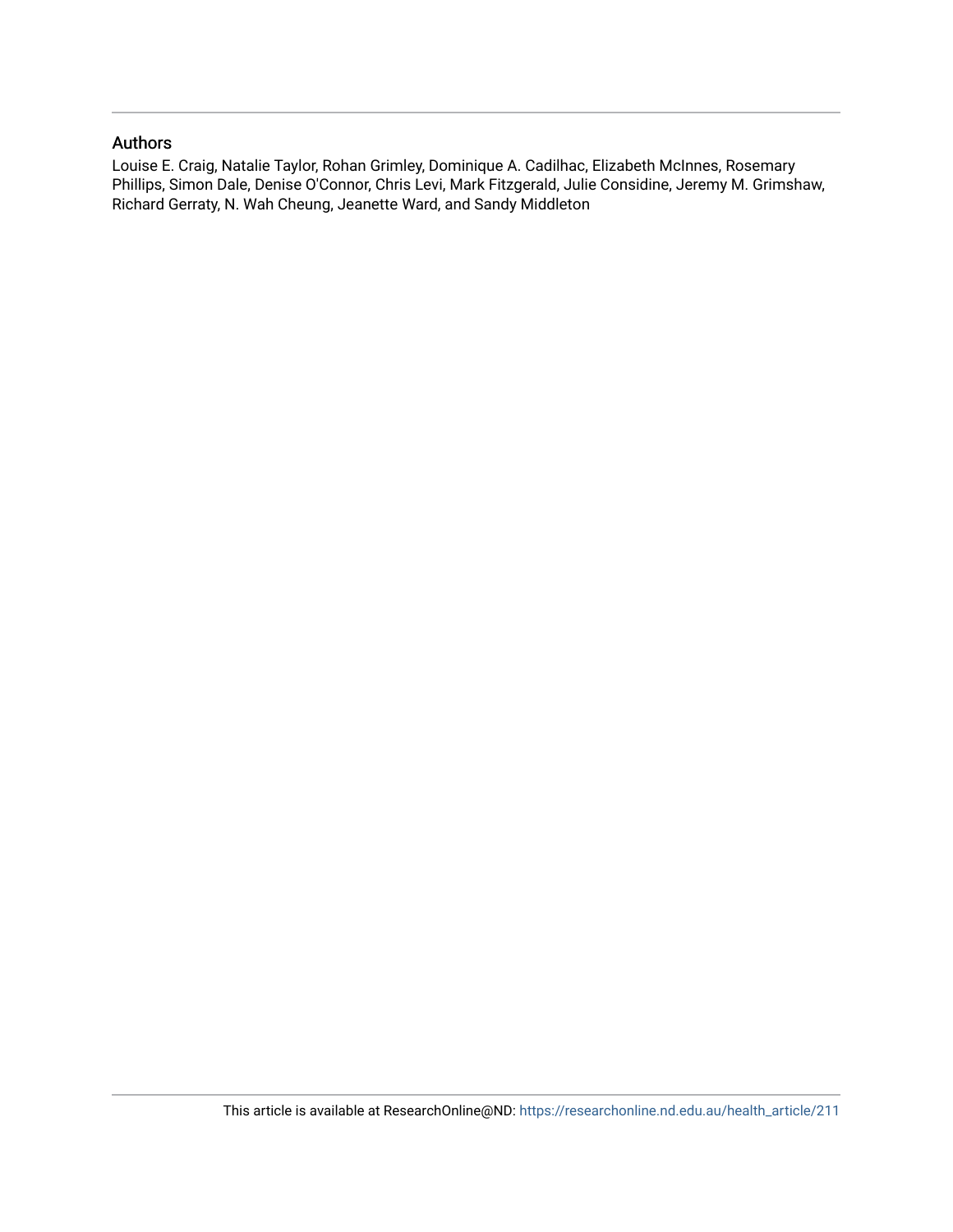## Authors

Louise E. Craig, Natalie Taylor, Rohan Grimley, Dominique A. Cadilhac, Elizabeth McInnes, Rosemary Phillips, Simon Dale, Denise O'Connor, Chris Levi, Mark Fitzgerald, Julie Considine, Jeremy M. Grimshaw, Richard Gerraty, N. Wah Cheung, Jeanette Ward, and Sandy Middleton

This article is available at ResearchOnline@ND: https://researchonline.nd.edu.au/health_article/211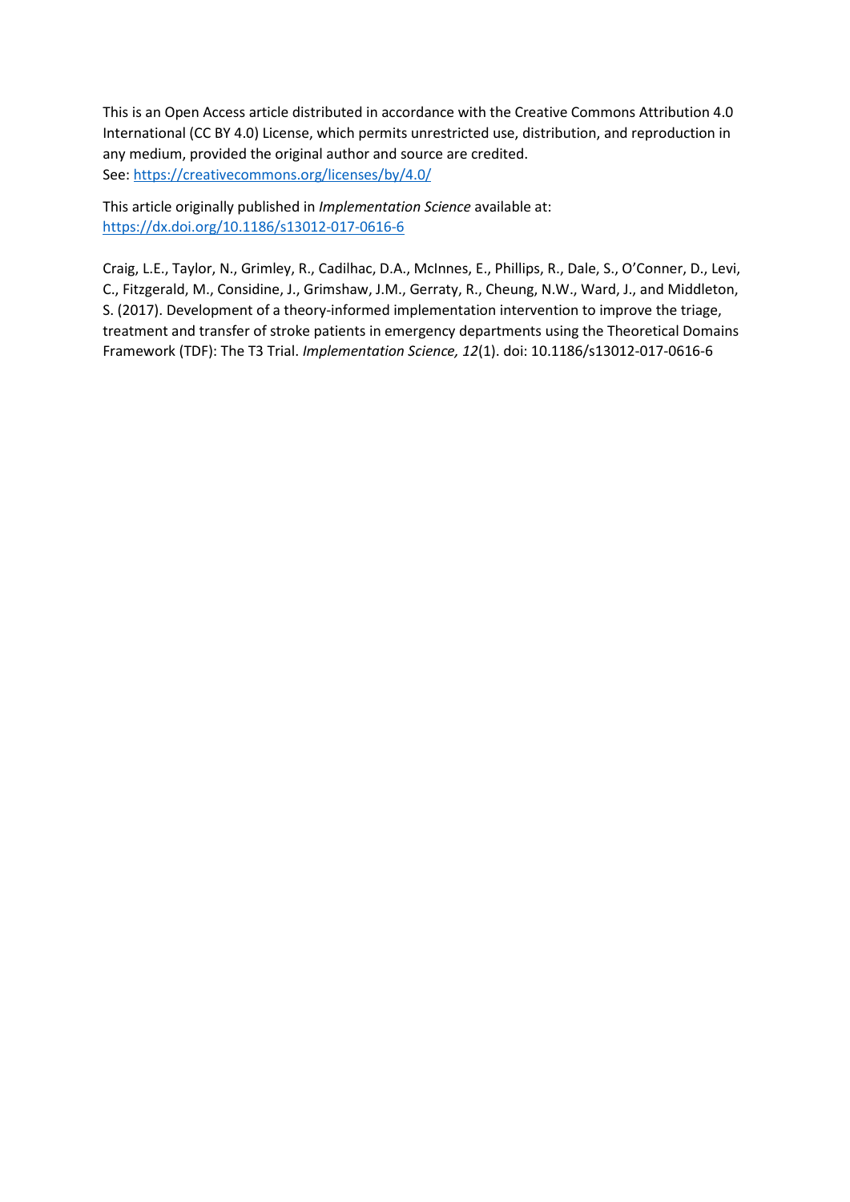This is an Open Access article distributed in accordance with the Creative Commons Attribution 4.0 International (CC BY 4.0) License, which permits unrestricted use, distribution, and reproduction in any medium, provided the original author and source are credited.
See: https://creativecommons.org/licenses/by/4.0/

This article originally published in *Implementation Science* available at:
https://dx.doi.org/10.1186/s13012-017-0616-6

Craig, L.E., Taylor, N., Grimley, R., Cadilhac, D.A., McInnes, E., Phillips, R., Dale, S., O'Conner, D., Levi, C., Fitzgerald, M., Considine, J., Grimshaw, J.M., Gerraty, R., Cheung, N.W., Ward, J., and Middleton, S. (2017). Development of a theory-informed implementation intervention to improve the triage, treatment and transfer of stroke patients in emergency departments using the Theoretical Domains Framework (TDF): The T3 Trial. *Implementation Science, 12*(1). doi: 10.1186/s13012-017-0616-6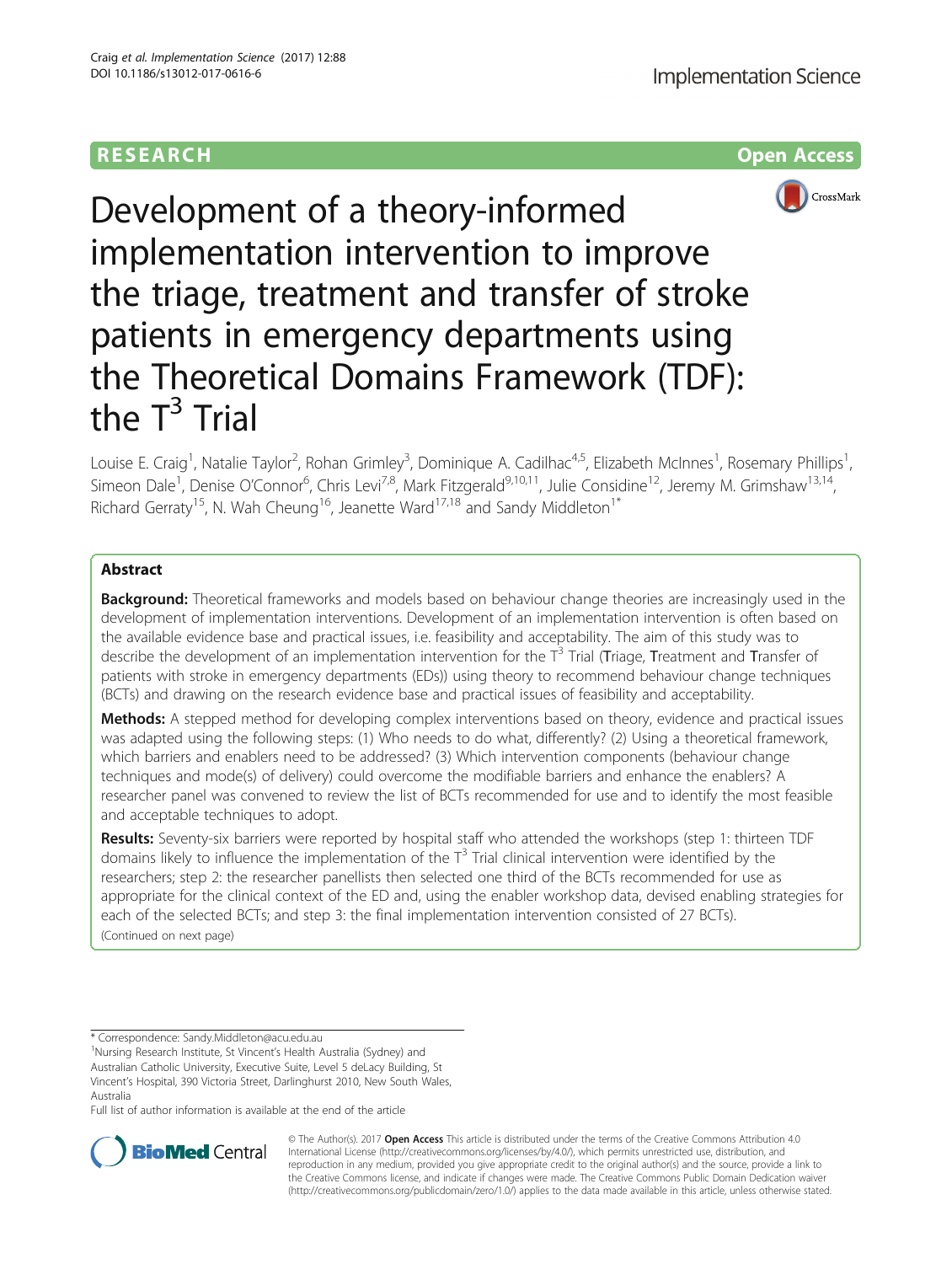# Development of a theory-informed implementation intervention to improve the triage, treatment and transfer of stroke patients in emergency departments using the Theoretical Domains Framework (TDF): the T$^3$ Trial

Louise E. Craig[1], Natalie Taylor[2], Rohan Grimley[3], Dominique A. Cadilhac[4,5], Elizabeth McInnes[1], Rosemary Phillips[1], Simeon Dale[1], Denise O'Connor[6], Chris Levi[7,8], Mark Fitzgerald[9,10,11], Julie Considine[12], Jeremy M. Grimshaw[13,14], Richard Gerraty[15], N. Wah Cheung[16], Jeanette Ward[17,18] and Sandy Middleton[1*]

## Abstract

**Background:** Theoretical frameworks and models based on behaviour change theories are increasingly used in the development of implementation interventions. Development of an implementation intervention is often based on the available evidence base and practical issues, i.e. feasibility and acceptability. The aim of this study was to describe the development of an implementation intervention for the T$^3$ Trial (**T**riage, **T**reatment and **T**ransfer of patients with stroke in emergency departments (EDs)) using theory to recommend behaviour change techniques (BCTs) and drawing on the research evidence base and practical issues of feasibility and acceptability.

**Methods:** A stepped method for developing complex interventions based on theory, evidence and practical issues was adapted using the following steps: (1) Who needs to do what, differently? (2) Using a theoretical framework, which barriers and enablers need to be addressed? (3) Which intervention components (behaviour change techniques and mode(s) of delivery) could overcome the modifiable barriers and enhance the enablers? A researcher panel was convened to review the list of BCTs recommended for use and to identify the most feasible and acceptable techniques to adopt.

**Results:** Seventy-six barriers were reported by hospital staff who attended the workshops (step 1: thirteen TDF domains likely to influence the implementation of the T$^3$ Trial clinical intervention were identified by the researchers; step 2: the researcher panellists then selected one third of the BCTs recommended for use as appropriate for the clinical context of the ED and, using the enabler workshop data, devised enabling strategies for each of the selected BCTs; and step 3: the final implementation intervention consisted of 27 BCTs).

(Continued on next page)

\* Correspondence: Sandy.Middleton@acu.edu.au

[1]Nursing Research Institute, St Vincent's Health Australia (Sydney) and Australian Catholic University, Executive Suite, Level 5 deLacy Building, St Vincent's Hospital, 390 Victoria Street, Darlinghurst 2010, New South Wales, Australia

Full list of author information is available at the end of the article

© The Author(s). 2017 **Open Access** This article is distributed under the terms of the Creative Commons Attribution 4.0 International License (http://creativecommons.org/licenses/by/4.0/), which permits unrestricted use, distribution, and reproduction in any medium, provided you give appropriate credit to the original author(s) and the source, provide a link to the Creative Commons license, and indicate if changes were made. The Creative Commons Public Domain Dedication waiver (http://creativecommons.org/publicdomain/zero/1.0/) applies to the data made available in this article, unless otherwise stated.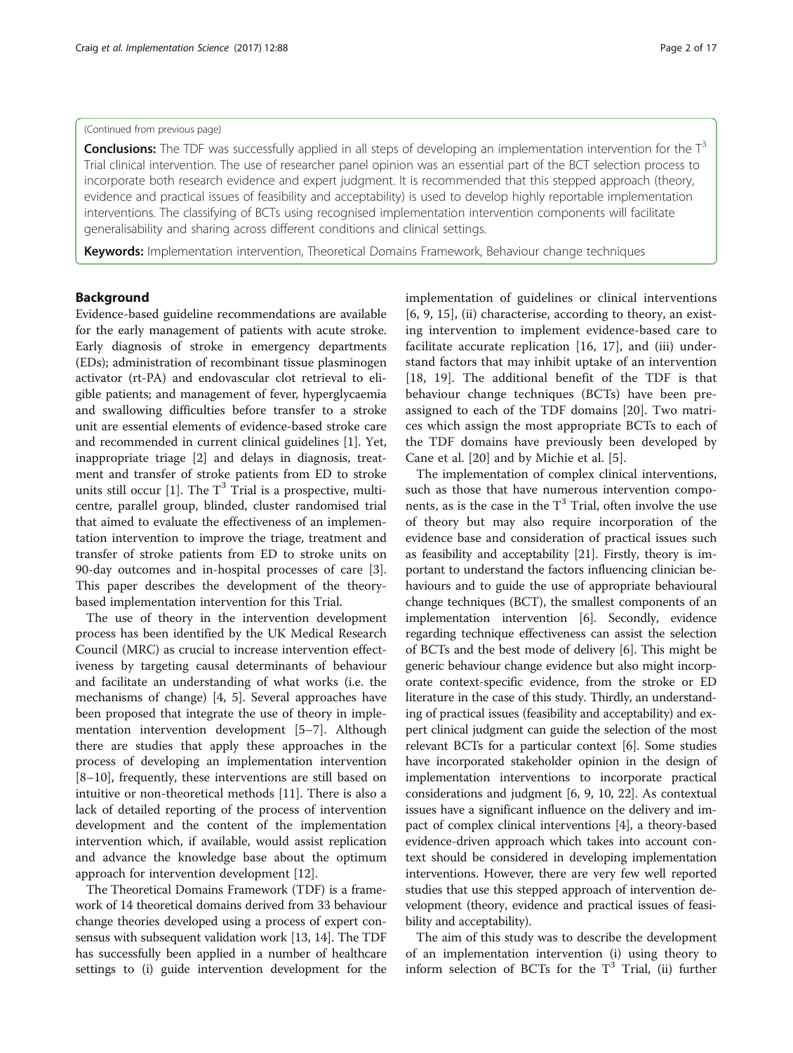(Continued from previous page)

**Conclusions:** The TDF was successfully applied in all steps of developing an implementation intervention for the $T^3$ Trial clinical intervention. The use of researcher panel opinion was an essential part of the BCT selection process to incorporate both research evidence and expert judgment. It is recommended that this stepped approach (theory, evidence and practical issues of feasibility and acceptability) is used to develop highly reportable implementation interventions. The classifying of BCTs using recognised implementation intervention components will facilitate generalisability and sharing across different conditions and clinical settings.

**Keywords:** Implementation intervention, Theoretical Domains Framework, Behaviour change techniques

## Background

Evidence-based guideline recommendations are available for the early management of patients with acute stroke. Early diagnosis of stroke in emergency departments (EDs); administration of recombinant tissue plasminogen activator (rt-PA) and endovascular clot retrieval to eligible patients; and management of fever, hyperglycaemia and swallowing difficulties before transfer to a stroke unit are essential elements of evidence-based stroke care and recommended in current clinical guidelines [1]. Yet, inappropriate triage [2] and delays in diagnosis, treatment and transfer of stroke patients from ED to stroke units still occur [1]. The $T^3$ Trial is a prospective, multicentre, parallel group, blinded, cluster randomised trial that aimed to evaluate the effectiveness of an implementation intervention to improve the triage, treatment and transfer of stroke patients from ED to stroke units on 90-day outcomes and in-hospital processes of care [3]. This paper describes the development of the theory-based implementation intervention for this Trial.

The use of theory in the intervention development process has been identified by the UK Medical Research Council (MRC) as crucial to increase intervention effectiveness by targeting causal determinants of behaviour and facilitate an understanding of what works (i.e. the mechanisms of change) [4, 5]. Several approaches have been proposed that integrate the use of theory in implementation intervention development [5–7]. Although there are studies that apply these approaches in the process of developing an implementation intervention [8–10], frequently, these interventions are still based on intuitive or non-theoretical methods [11]. There is also a lack of detailed reporting of the process of intervention development and the content of the implementation intervention which, if available, would assist replication and advance the knowledge base about the optimum approach for intervention development [12].

The Theoretical Domains Framework (TDF) is a framework of 14 theoretical domains derived from 33 behaviour change theories developed using a process of expert consensus with subsequent validation work [13, 14]. The TDF has successfully been applied in a number of healthcare settings to (i) guide intervention development for the implementation of guidelines or clinical interventions [6, 9, 15], (ii) characterise, according to theory, an existing intervention to implement evidence-based care to facilitate accurate replication [16, 17], and (iii) understand factors that may inhibit uptake of an intervention [18, 19]. The additional benefit of the TDF is that behaviour change techniques (BCTs) have been pre-assigned to each of the TDF domains [20]. Two matrices which assign the most appropriate BCTs to each of the TDF domains have previously been developed by Cane et al. [20] and by Michie et al. [5].

The implementation of complex clinical interventions, such as those that have numerous intervention components, as is the case in the $T^3$ Trial, often involve the use of theory but may also require incorporation of the evidence base and consideration of practical issues such as feasibility and acceptability [21]. Firstly, theory is important to understand the factors influencing clinician behaviours and to guide the use of appropriate behavioural change techniques (BCT), the smallest components of an implementation intervention [6]. Secondly, evidence regarding technique effectiveness can assist the selection of BCTs and the best mode of delivery [6]. This might be generic behaviour change evidence but also might incorporate context-specific evidence, from the stroke or ED literature in the case of this study. Thirdly, an understanding of practical issues (feasibility and acceptability) and expert clinical judgment can guide the selection of the most relevant BCTs for a particular context [6]. Some studies have incorporated stakeholder opinion in the design of implementation interventions to incorporate practical considerations and judgment [6, 9, 10, 22]. As contextual issues have a significant influence on the delivery and impact of complex clinical interventions [4], a theory-based evidence-driven approach which takes into account context should be considered in developing implementation interventions. However, there are very few well reported studies that use this stepped approach of intervention development (theory, evidence and practical issues of feasibility and acceptability).

The aim of this study was to describe the development of an implementation intervention (i) using theory to inform selection of BCTs for the $T^3$ Trial, (ii) further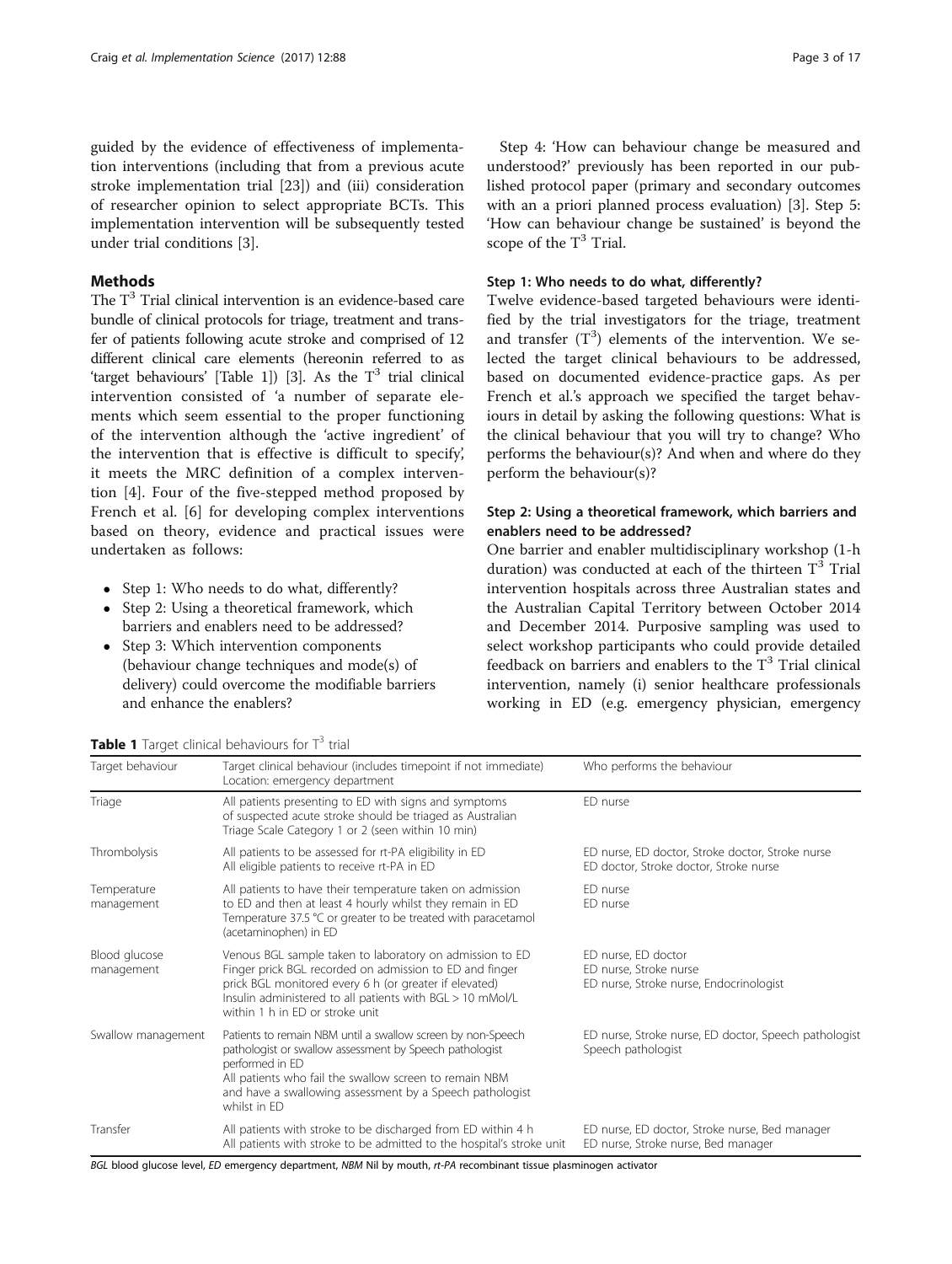guided by the evidence of effectiveness of implementation interventions (including that from a previous acute stroke implementation trial [23]) and (iii) consideration of researcher opinion to select appropriate BCTs. This implementation intervention will be subsequently tested under trial conditions [3].

## Methods

The $T^3$ Trial clinical intervention is an evidence-based care bundle of clinical protocols for triage, treatment and transfer of patients following acute stroke and comprised of 12 different clinical care elements (hereonin referred to as 'target behaviours' [Table 1]) [3]. As the $T^3$ trial clinical intervention consisted of 'a number of separate elements which seem essential to the proper functioning of the intervention although the 'active ingredient' of the intervention that is effective is difficult to specify', it meets the MRC definition of a complex intervention [4]. Four of the five-stepped method proposed by French et al. [6] for developing complex interventions based on theory, evidence and practical issues were undertaken as follows:

- Step 1: Who needs to do what, differently?
- Step 2: Using a theoretical framework, which barriers and enablers need to be addressed?
- Step 3: Which intervention components (behaviour change techniques and mode(s) of delivery) could overcome the modifiable barriers and enhance the enablers?

Step 4: 'How can behaviour change be measured and understood?' previously has been reported in our published protocol paper (primary and secondary outcomes with an a priori planned process evaluation) [3]. Step 5: 'How can behaviour change be sustained' is beyond the scope of the $T^3$ Trial.

### Step 1: Who needs to do what, differently?

Twelve evidence-based targeted behaviours were identified by the trial investigators for the triage, treatment and transfer ($T^3$) elements of the intervention. We selected the target clinical behaviours to be addressed, based on documented evidence-practice gaps. As per French et al.'s approach we specified the target behaviours in detail by asking the following questions: What is the clinical behaviour that you will try to change? Who performs the behaviour(s)? And when and where do they perform the behaviour(s)?

### Step 2: Using a theoretical framework, which barriers and enablers need to be addressed?

One barrier and enabler multidisciplinary workshop (1-h duration) was conducted at each of the thirteen $T^3$ Trial intervention hospitals across three Australian states and the Australian Capital Territory between October 2014 and December 2014. Purposive sampling was used to select workshop participants who could provide detailed feedback on barriers and enablers to the $T^3$ Trial clinical intervention, namely (i) senior healthcare professionals working in ED (e.g. emergency physician, emergency

**Table 1** Target clinical behaviours for $T^3$ trial

| Target behaviour | Target clinical behaviour (includes timepoint if not immediate) Location: emergency department | Who performs the behaviour |
|---|---|---|
| Triage | All patients presenting to ED with signs and symptoms of suspected acute stroke should be triaged as Australian Triage Scale Category 1 or 2 (seen within 10 min) | ED nurse |
| Thrombolysis | All patients to be assessed for rt-PA eligibility in ED<br>All eligible patients to receive rt-PA in ED | ED nurse, ED doctor, Stroke doctor, Stroke nurse<br>ED doctor, Stroke doctor, Stroke nurse |
| Temperature management | All patients to have their temperature taken on admission to ED and then at least 4 hourly whilst they remain in ED<br>Temperature 37.5 °C or greater to be treated with paracetamol (acetaminophen) in ED | ED nurse<br>ED nurse |
| Blood glucose management | Venous BGL sample taken to laboratory on admission to ED<br>Finger prick BGL recorded on admission to ED and finger prick BGL monitored every 6 h (or greater if elevated)<br>Insulin administered to all patients with BGL > 10 mMol/L within 1 h in ED or stroke unit | ED nurse, ED doctor<br>ED nurse, Stroke nurse<br>ED nurse, Stroke nurse, Endocrinologist |
| Swallow management | Patients to remain NBM until a swallow screen by non-Speech pathologist or swallow assessment by Speech pathologist performed in ED<br>All patients who fail the swallow screen to remain NBM and have a swallowing assessment by a Speech pathologist whilst in ED | ED nurse, Stroke nurse, ED doctor, Speech pathologist<br>Speech pathologist |
| Transfer | All patients with stroke to be discharged from ED within 4 h<br>All patients with stroke to be admitted to the hospital's stroke unit | ED nurse, ED doctor, Stroke nurse, Bed manager<br>ED nurse, Stroke nurse, Bed manager |

*BGL* blood glucose level, *ED* emergency department, *NBM* Nil by mouth, *rt-PA* recombinant tissue plasminogen activator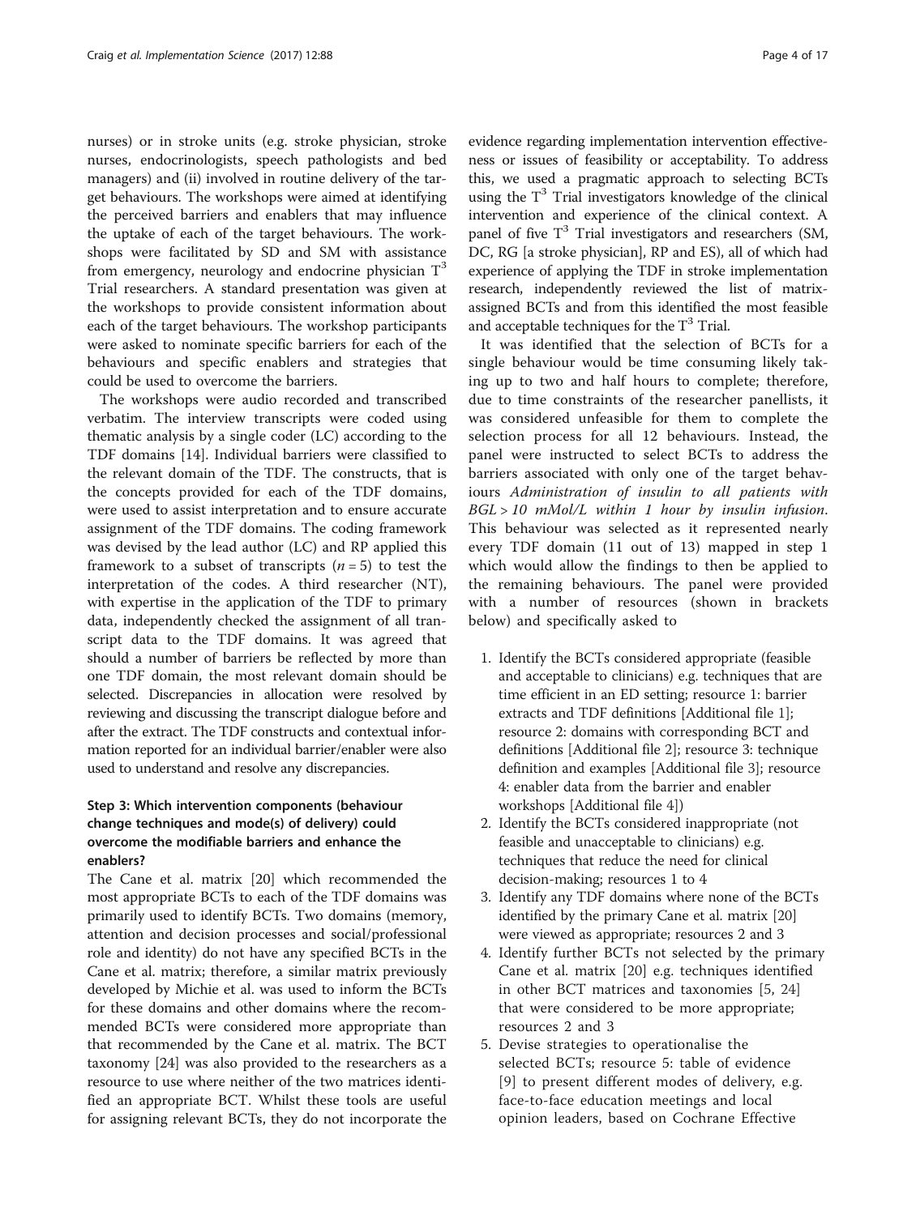nurses) or in stroke units (e.g. stroke physician, stroke nurses, endocrinologists, speech pathologists and bed managers) and (ii) involved in routine delivery of the target behaviours. The workshops were aimed at identifying the perceived barriers and enablers that may influence the uptake of each of the target behaviours. The workshops were facilitated by SD and SM with assistance from emergency, neurology and endocrine physician T[3] Trial researchers. A standard presentation was given at the workshops to provide consistent information about each of the target behaviours. The workshop participants were asked to nominate specific barriers for each of the behaviours and specific enablers and strategies that could be used to overcome the barriers.

The workshops were audio recorded and transcribed verbatim. The interview transcripts were coded using thematic analysis by a single coder (LC) according to the TDF domains [14]. Individual barriers were classified to the relevant domain of the TDF. The constructs, that is the concepts provided for each of the TDF domains, were used to assist interpretation and to ensure accurate assignment of the TDF domains. The coding framework was devised by the lead author (LC) and RP applied this framework to a subset of transcripts ($n = 5$) to test the interpretation of the codes. A third researcher (NT), with expertise in the application of the TDF to primary data, independently checked the assignment of all transcript data to the TDF domains. It was agreed that should a number of barriers be reflected by more than one TDF domain, the most relevant domain should be selected. Discrepancies in allocation were resolved by reviewing and discussing the transcript dialogue before and after the extract. The TDF constructs and contextual information reported for an individual barrier/enabler were also used to understand and resolve any discrepancies.

### Step 3: Which intervention components (behaviour change techniques and mode(s) of delivery) could overcome the modifiable barriers and enhance the enablers?

The Cane et al. matrix [20] which recommended the most appropriate BCTs to each of the TDF domains was primarily used to identify BCTs. Two domains (memory, attention and decision processes and social/professional role and identity) do not have any specified BCTs in the Cane et al. matrix; therefore, a similar matrix previously developed by Michie et al. was used to inform the BCTs for these domains and other domains where the recommended BCTs were considered more appropriate than that recommended by the Cane et al. matrix. The BCT taxonomy [24] was also provided to the researchers as a resource to use where neither of the two matrices identified an appropriate BCT. Whilst these tools are useful for assigning relevant BCTs, they do not incorporate the evidence regarding implementation intervention effectiveness or issues of feasibility or acceptability. To address this, we used a pragmatic approach to selecting BCTs using the T[3] Trial investigators knowledge of the clinical intervention and experience of the clinical context. A panel of five T[3] Trial investigators and researchers (SM, DC, RG [a stroke physician], RP and ES), all of which had experience of applying the TDF in stroke implementation research, independently reviewed the list of matrix-assigned BCTs and from this identified the most feasible and acceptable techniques for the T[3] Trial.

It was identified that the selection of BCTs for a single behaviour would be time consuming likely taking up to two and half hours to complete; therefore, due to time constraints of the researcher panellists, it was considered unfeasible for them to complete the selection process for all 12 behaviours. Instead, the panel were instructed to select BCTs to address the barriers associated with only one of the target behaviours *Administration of insulin to all patients with BGL > 10 mMol/L within 1 hour by insulin infusion*. This behaviour was selected as it represented nearly every TDF domain (11 out of 13) mapped in step 1 which would allow the findings to then be applied to the remaining behaviours. The panel were provided with a number of resources (shown in brackets below) and specifically asked to

1. Identify the BCTs considered appropriate (feasible and acceptable to clinicians) e.g. techniques that are time efficient in an ED setting; resource 1: barrier extracts and TDF definitions [Additional file 1]; resource 2: domains with corresponding BCT and definitions [Additional file 2]; resource 3: technique definition and examples [Additional file 3]; resource 4: enabler data from the barrier and enabler workshops [Additional file 4])
2. Identify the BCTs considered inappropriate (not feasible and unacceptable to clinicians) e.g. techniques that reduce the need for clinical decision-making; resources 1 to 4
3. Identify any TDF domains where none of the BCTs identified by the primary Cane et al. matrix [20] were viewed as appropriate; resources 2 and 3
4. Identify further BCTs not selected by the primary Cane et al. matrix [20] e.g. techniques identified in other BCT matrices and taxonomies [5, 24] that were considered to be more appropriate; resources 2 and 3
5. Devise strategies to operationalise the selected BCTs; resource 5: table of evidence [9] to present different modes of delivery, e.g. face-to-face education meetings and local opinion leaders, based on Cochrane Effective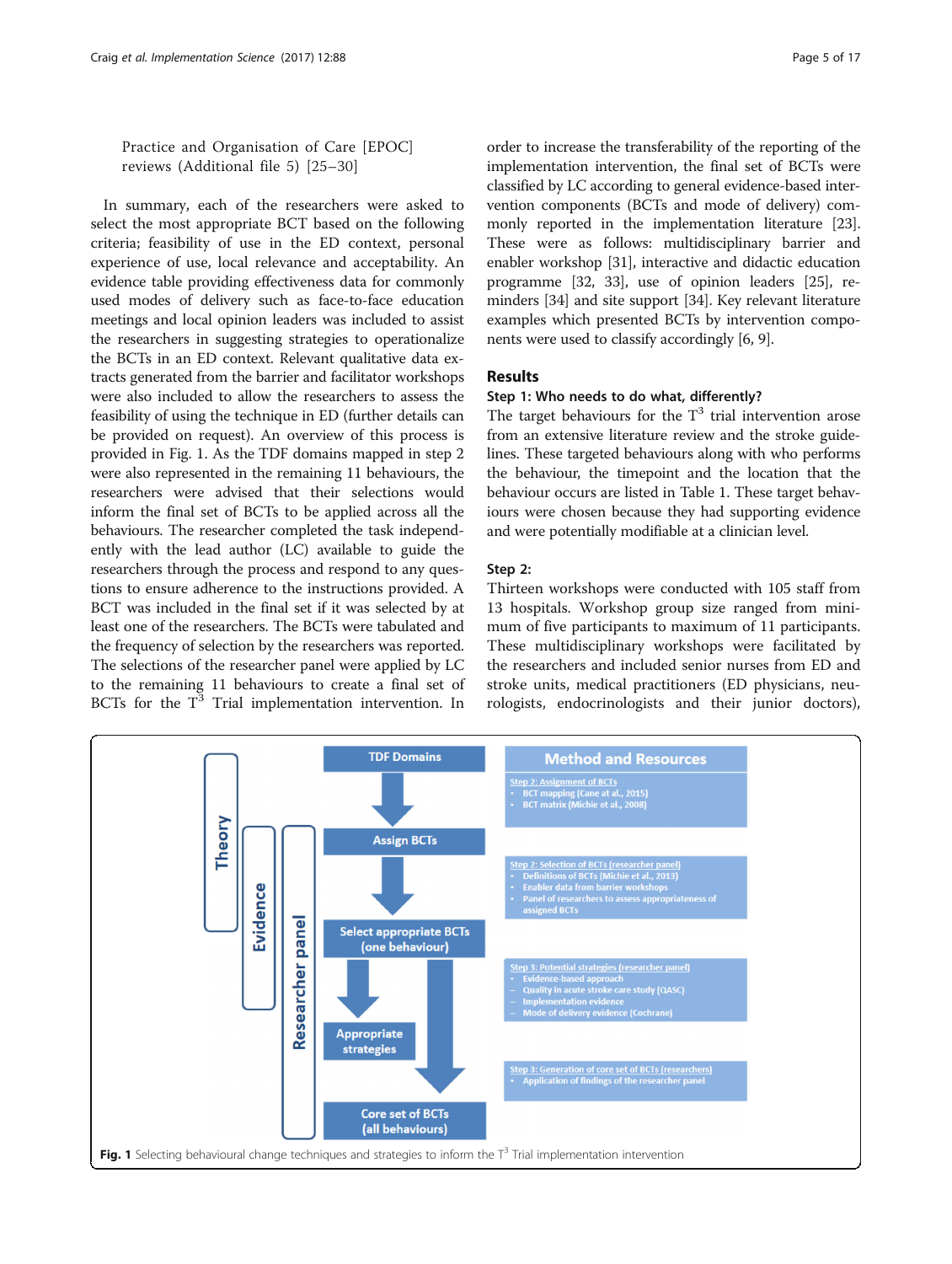Practice and Organisation of Care [EPOC] reviews (Additional file 5) [25–30]

In summary, each of the researchers were asked to select the most appropriate BCT based on the following criteria; feasibility of use in the ED context, personal experience of use, local relevance and acceptability. An evidence table providing effectiveness data for commonly used modes of delivery such as face-to-face education meetings and local opinion leaders was included to assist the researchers in suggesting strategies to operationalize the BCTs in an ED context. Relevant qualitative data extracts generated from the barrier and facilitator workshops were also included to allow the researchers to assess the feasibility of using the technique in ED (further details can be provided on request). An overview of this process is provided in Fig. 1. As the TDF domains mapped in step 2 were also represented in the remaining 11 behaviours, the researchers were advised that their selections would inform the final set of BCTs to be applied across all the behaviours. The researcher completed the task independently with the lead author (LC) available to guide the researchers through the process and respond to any questions to ensure adherence to the instructions provided. A BCT was included in the final set if it was selected by at least one of the researchers. The BCTs were tabulated and the frequency of selection by the researchers was reported. The selections of the researcher panel were applied by LC to the remaining 11 behaviours to create a final set of BCTs for the $T^3$ Trial implementation intervention. In order to increase the transferability of the reporting of the implementation intervention, the final set of BCTs were classified by LC according to general evidence-based intervention components (BCTs and mode of delivery) commonly reported in the implementation literature [23]. These were as follows: multidisciplinary barrier and enabler workshop [31], interactive and didactic education programme [32, 33], use of opinion leaders [25], reminders [34] and site support [34]. Key relevant literature examples which presented BCTs by intervention components were used to classify accordingly [6, 9].

## Results

### Step 1: Who needs to do what, differently?

The target behaviours for the $T^3$ trial intervention arose from an extensive literature review and the stroke guidelines. These targeted behaviours along with who performs the behaviour, the timepoint and the location that the behaviour occurs are listed in Table 1. These target behaviours were chosen because they had supporting evidence and were potentially modifiable at a clinician level.

### Step 2:

Thirteen workshops were conducted with 105 staff from 13 hospitals. Workshop group size ranged from minimum of five participants to maximum of 11 participants. These multidisciplinary workshops were facilitated by the researchers and included senior nurses from ED and stroke units, medical practitioners (ED physicians, neurologists, endocrinologists and their junior doctors),

Theory | Evidence | Researcher panel

TDF Domains → Assign BCTs → Select appropriate BCTs (one behaviour) → Appropriate strategies / Core set of BCTs (all behaviours)

**Method and Resources**

Step 2: Assignment of BCTs
- BCT mapping (Cane at al., 2015)
- BCT matrix (Michie et al., 2008)

Step 2: Selection of BCTs (researcher panel)
- Definitions of BCTs (Michie et al., 2013)
- Enabler data from barrier workshops
- Panel of researchers to assess appropriateness of assigned BCTs

Step 3: Potential strategies (researcher panel)
- Evidence-based approach
- Quality in acute stroke care study (QASC)
- Implementation evidence
- Mode of delivery evidence (Cochrane)

Step 3: Generation of core set of BCTs (researchers)
- Application of findings of the researcher panel

**Fig. 1** Selecting behavioural change techniques and strategies to inform the $T^3$ Trial implementation intervention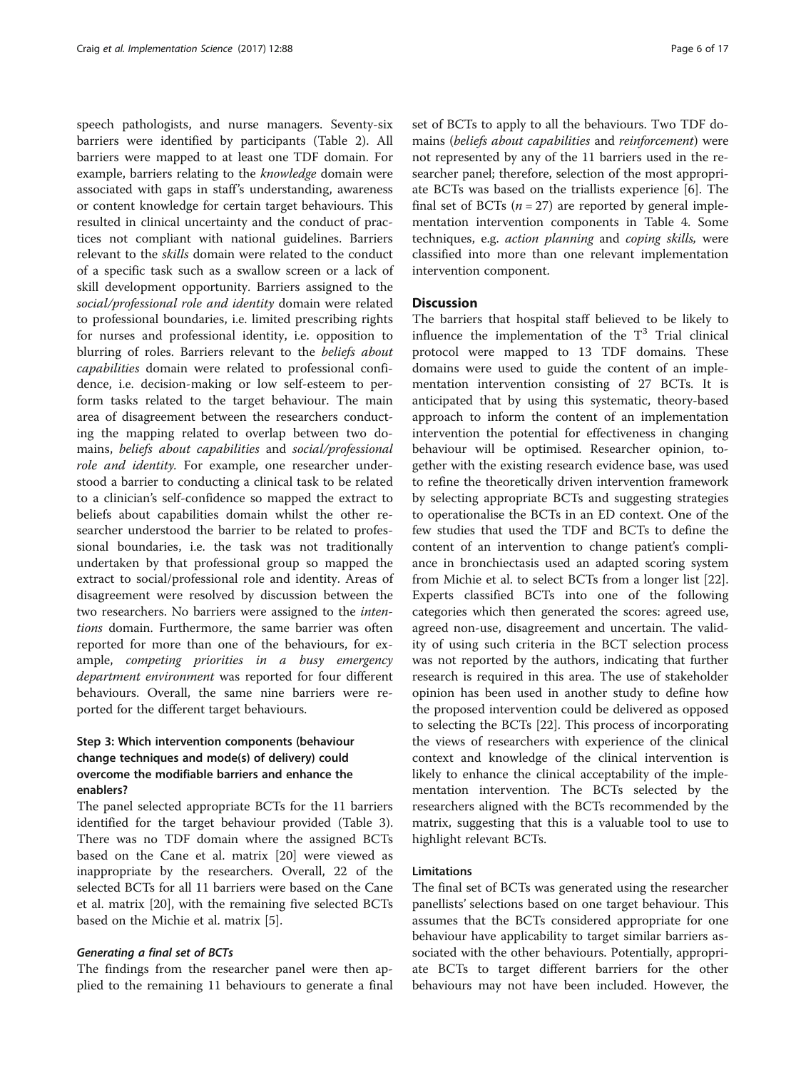speech pathologists, and nurse managers. Seventy-six barriers were identified by participants (Table 2). All barriers were mapped to at least one TDF domain. For example, barriers relating to the *knowledge* domain were associated with gaps in staff's understanding, awareness or content knowledge for certain target behaviours. This resulted in clinical uncertainty and the conduct of practices not compliant with national guidelines. Barriers relevant to the *skills* domain were related to the conduct of a specific task such as a swallow screen or a lack of skill development opportunity. Barriers assigned to the *social/professional role and identity* domain were related to professional boundaries, i.e. limited prescribing rights for nurses and professional identity, i.e. opposition to blurring of roles. Barriers relevant to the *beliefs about capabilities* domain were related to professional confidence, i.e. decision-making or low self-esteem to perform tasks related to the target behaviour. The main area of disagreement between the researchers conducting the mapping related to overlap between two domains, *beliefs about capabilities* and *social/professional role and identity*. For example, one researcher understood a barrier to conducting a clinical task to be related to a clinician's self-confidence so mapped the extract to beliefs about capabilities domain whilst the other researcher understood the barrier to be related to professional boundaries, i.e. the task was not traditionally undertaken by that professional group so mapped the extract to social/professional role and identity. Areas of disagreement were resolved by discussion between the two researchers. No barriers were assigned to the *intentions* domain. Furthermore, the same barrier was often reported for more than one of the behaviours, for example, *competing priorities in a busy emergency department environment* was reported for four different behaviours. Overall, the same nine barriers were reported for the different target behaviours.

### Step 3: Which intervention components (behaviour change techniques and mode(s) of delivery) could overcome the modifiable barriers and enhance the enablers?

The panel selected appropriate BCTs for the 11 barriers identified for the target behaviour provided (Table 3). There was no TDF domain where the assigned BCTs based on the Cane et al. matrix [20] were viewed as inappropriate by the researchers. Overall, 22 of the selected BCTs for all 11 barriers were based on the Cane et al. matrix [20], with the remaining five selected BCTs based on the Michie et al. matrix [5].

#### *Generating a final set of BCTs*

The findings from the researcher panel were then applied to the remaining 11 behaviours to generate a final set of BCTs to apply to all the behaviours. Two TDF domains (*beliefs about capabilities* and *reinforcement*) were not represented by any of the 11 barriers used in the researcher panel; therefore, selection of the most appropriate BCTs was based on the triallists experience [6]. The final set of BCTs ($n = 27$) are reported by general implementation intervention components in Table 4. Some techniques, e.g. *action planning* and *coping skills,* were classified into more than one relevant implementation intervention component.

## Discussion

The barriers that hospital staff believed to be likely to influence the implementation of the T[3] Trial clinical protocol were mapped to 13 TDF domains. These domains were used to guide the content of an implementation intervention consisting of 27 BCTs. It is anticipated that by using this systematic, theory-based approach to inform the content of an implementation intervention the potential for effectiveness in changing behaviour will be optimised. Researcher opinion, together with the existing research evidence base, was used to refine the theoretically driven intervention framework by selecting appropriate BCTs and suggesting strategies to operationalise the BCTs in an ED context. One of the few studies that used the TDF and BCTs to define the content of an intervention to change patient's compliance in bronchiectasis used an adapted scoring system from Michie et al. to select BCTs from a longer list [22]. Experts classified BCTs into one of the following categories which then generated the scores: agreed use, agreed non-use, disagreement and uncertain. The validity of using such criteria in the BCT selection process was not reported by the authors, indicating that further research is required in this area. The use of stakeholder opinion has been used in another study to define how the proposed intervention could be delivered as opposed to selecting the BCTs [22]. This process of incorporating the views of researchers with experience of the clinical context and knowledge of the clinical intervention is likely to enhance the clinical acceptability of the implementation intervention. The BCTs selected by the researchers aligned with the BCTs recommended by the matrix, suggesting that this is a valuable tool to use to highlight relevant BCTs.

### Limitations

The final set of BCTs was generated using the researcher panellists' selections based on one target behaviour. This assumes that the BCTs considered appropriate for one behaviour have applicability to target similar barriers associated with the other behaviours. Potentially, appropriate BCTs to target different barriers for the other behaviours may not have been included. However, the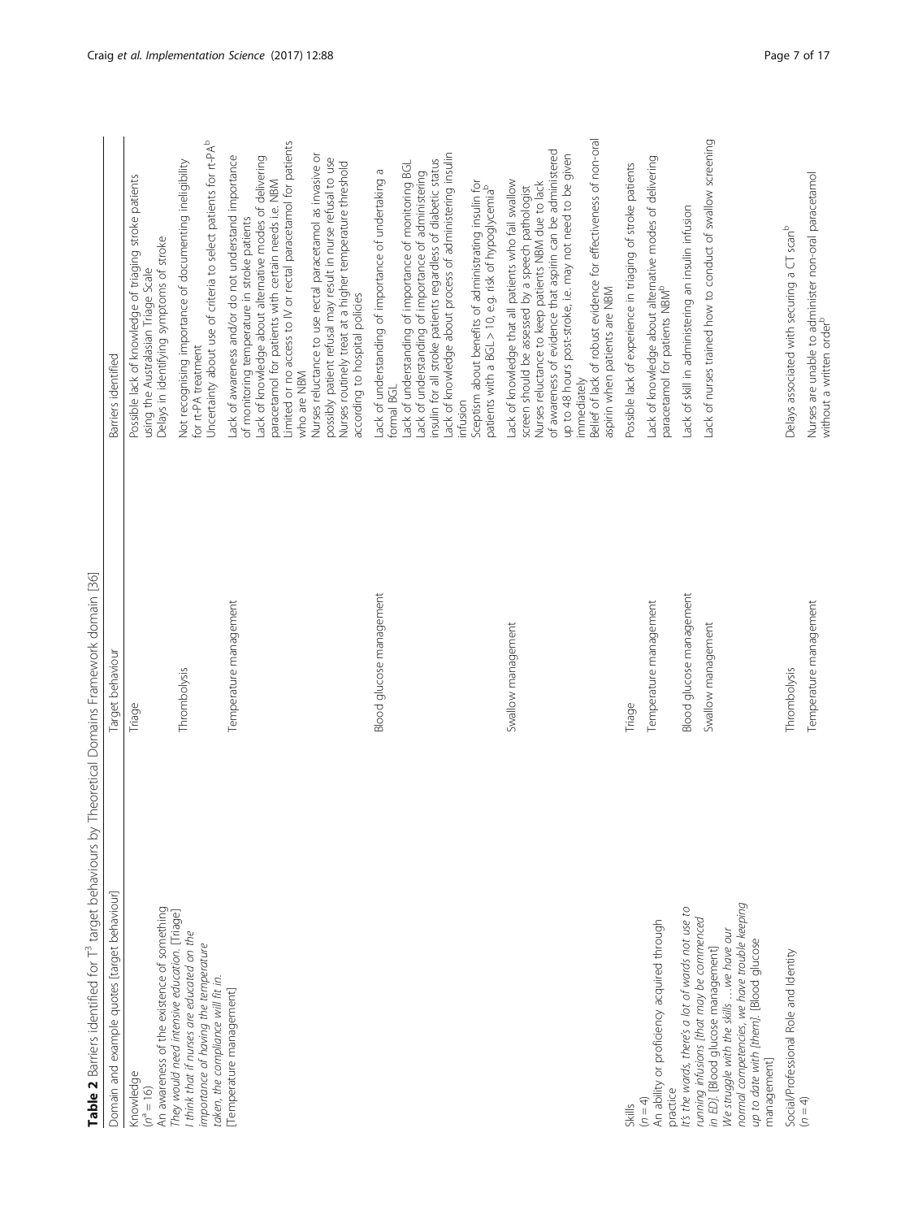**Table 2** Barriers identified for T[3] target behaviours by Theoretical Domains Framework domain [36]

| Domain and example quotes [target behaviour] | Target behaviour | Barriers identified |
|---|---|---|
| Knowledge ($n^a = 16$) An awareness of the existence of something *They would need intensive education.* [Triage] *I think that if nurses are educated on the importance of having the temperature taken, the compliance will fit in.* [Temperature management] | Triage | Possible lack of knowledge of triaging stroke patients using the Australasian Triage Scale<br>Delays in identifying symptoms of stroke |
| | Thrombolysis | Not recognising importance of documenting ineligibility for rt-PA treatment<br>Uncertainty about use of criteria to select patients for rt-PA[b] |
| | Temperature management | Lack of awareness and/or do not understand importance of monitoring temperature in stroke patients<br>Lack of knowledge about alternative modes of delivering paracetamol for patients with certain needs i.e. NBM<br>Limited or no access to IV or rectal paracetamol for patients who are NBM<br>Nurses reluctance to use rectal paracetamol as invasive or possibly patient refusal may result in nurse refusal to use<br>Nurses routinely treat at a higher temperature threshold according to hospital policies |
| | Blood glucose management | Lack of understanding of importance of undertaking a formal BGL<br>Lack of understanding of importance of monitoring BGL<br>Lack of understanding of importance of administering insulin for all stroke patients regardless of diabetic status<br>Lack of knowledge about process of administering insulin infusion<br>Sceptism about benefits of administrating insulin for patients with a BGL > 10, e.g. risk of hypoglycemia[b] |
| | Swallow management | Lack of knowledge that all patients who fail swallow screen should be assessed by a speech pathologist<br>Nurses reluctance to keep patients NBM due to lack of awareness of evidence that aspirin can be administered up to 48 hours post-stroke, i.e. may not need to be given immediately<br>Belief of lack of robust evidence for effectiveness of non-oral aspirin when patients are NBM |
| Skills ($n = 4$) An ability or proficiency acquired through practice *It's the wards, there's a lot of wards not use to running infusions [that may be commenced in ED].* [Blood glucose management] *We struggle with the skills …we have our normal competencies, we have trouble keeping up to date with [them].* [Blood glucose management] | Triage | Possible lack of experience in triaging of stroke patients |
| | Temperature management | Lack of knowledge about alternative modes of delivering paracetamol for patients NBM[b] |
| | Blood glucose management | Lack of skill in administering an insulin infusion |
| | Swallow management | Lack of nurses trained how to conduct of swallow screening |
| Social/Professional Role and Identity ($n = 4$) | Thrombolysis | Delays associated with securing a CT scan[b] |
| | Temperature management | Nurses are unable to administer non-oral paracetamol without a written order[b] |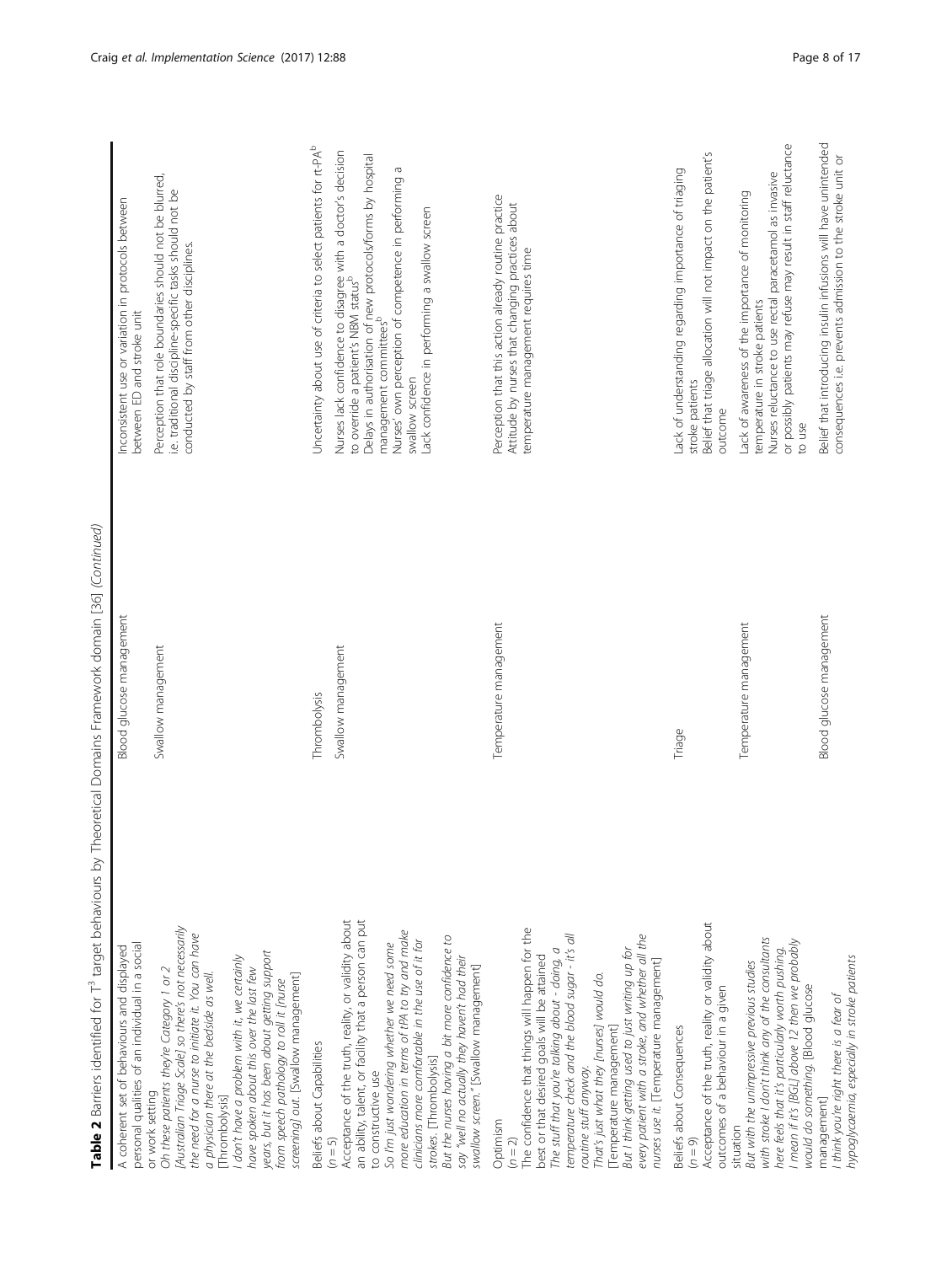**Table 2** Barriers identified for T[3] target behaviours by Theoretical Domains Framework domain [36] *(Continued)*

| | | |
|---|---|---|
| A coherent set of behaviours and displayed personal qualities of an individual in a social or work setting *Oh these patients they're Category 1 or 2 [Australian Triage Scale] so there's not necessarily the need for a nurse to initiate it. You can have a physician there at the bedside as well.* [Thrombolysis] *I don't have a problem with it, we certainly have spoken about this over the last few years, but it has been about getting support from speech pathology to roll it [nurse screening] out.* [Swallow management] | Blood glucose management | Inconsistent use or variation in protocols between between ED and stroke unit |
| | Swallow management | Perception that role boundaries should not be blurred, i.e. traditional discipline-specific tasks should not be conducted by staff from other disciplines. |
| Beliefs about Capabilities (*n* = 5) Acceptance of the truth, reality, or validity about an ability, talent, or facility that a person can put to constructive use *So I'm just wondering whether we need some more education in terms of tPA to try and make clinicians more comfortable in the use of it for strokes.* [Thrombolysis] *But the nurses having a bit more confidence to say "well no actually they haven't had their swallow screen."* [Swallow management] | Thrombolysis | Uncertainty about use of criteria to select patients for rt-PA[b] |
| | Swallow management | Nurses lack confidence to disagree with a doctor's decision to override a patient's NBM status[b]<br>Delays in authorisation of new protocols/forms by hospital management committees[b]<br>Nurses' own perception of competence in performing a swallow screen<br>Lack confidence in performing a swallow screen |
| Optimism (*n* = 2) The confidence that things will happen for the best or that desired goals will be attained *The stuff that you're talking about - doing, a temperature check and the blood sugar - it's all routine stuff anyway. That's just what they [nurses] would do.* [Temperature management] *But I think getting used to just writing up for every patient with a stroke, and whether all the nurses use it.* [Temperature management] | Temperature management | Perception that this action already routine practice<br>Attitude by nurses that changing practices about temperature management requires time |
| Beliefs about Consequences (*n* = 9) Acceptance of the truth, reality or validity about outcomes of a behaviour in a given situation *But with the unimpressive previous studies with stroke I don't think any of the consultants here feels that it's particularly worth pushing. I mean if it's [BGL] above 12 then we probably would do something.* [Blood glucose management] *I think you're right there is a fear of hypoglycaemia, especially in stroke patients* | Triage | Lack of understanding regarding importance of triaging stroke patients<br>Belief that triage allocation will not impact on the patient's outcome |
| | Temperature management | Lack of awareness of the importance of monitoring temperature in stroke patients<br>Nurses reluctance to use rectal paracetamol as invasive or possibly patients may refuse may result in staff reluctance to use |
| | Blood glucose management | Belief that introducing insulin infusions will have unintended consequences i.e. prevents admission to the stroke unit or |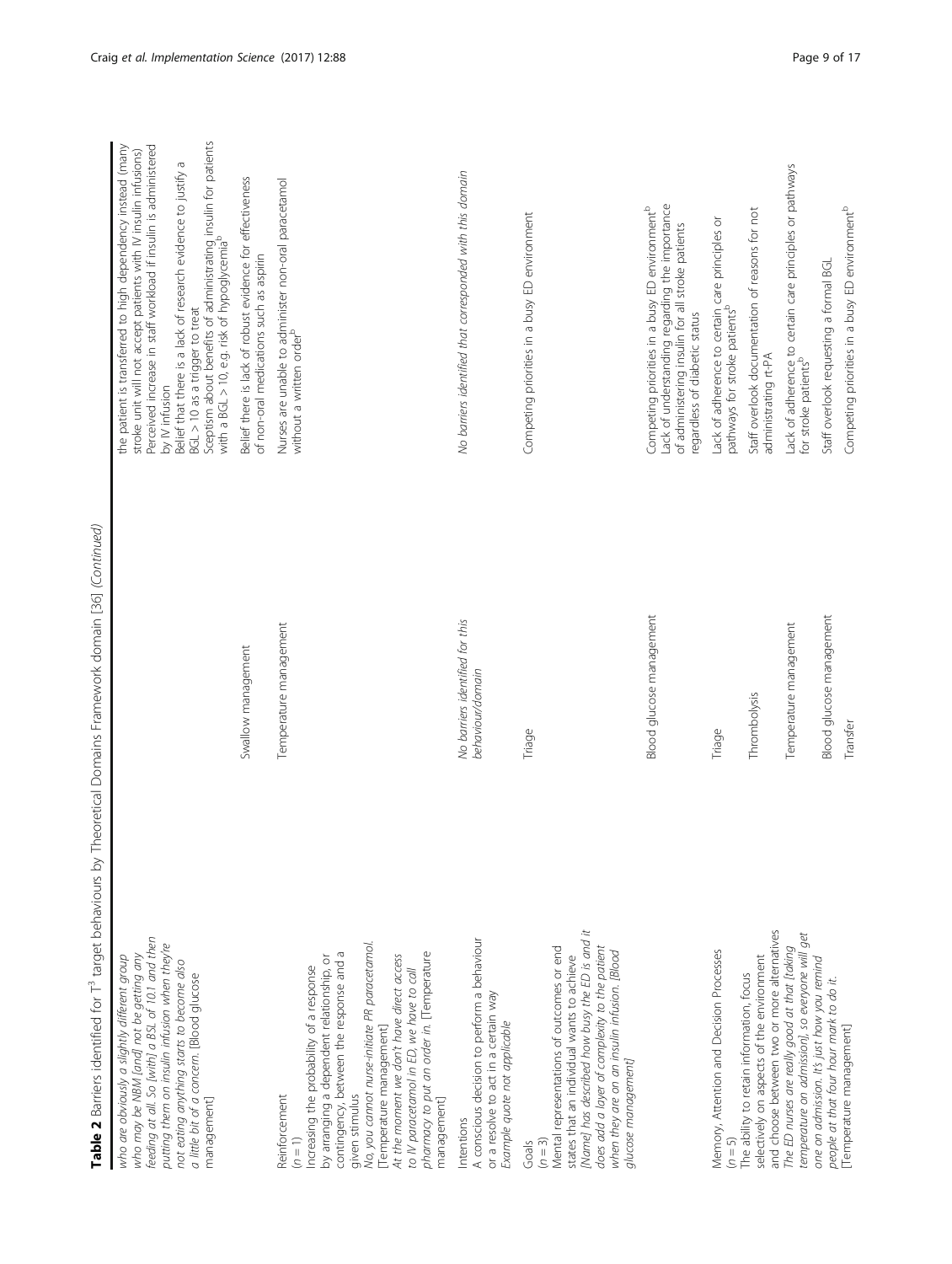**Table 2** Barriers identified for T[3] target behaviours by Theoretical Domains Framework domain [36] *(Continued)*

| | | |
|---|---|---|
| *who are obviously a slightly different group who may be NBM [and] not be getting any feeding at all. So [with] a BSL of 10.1 and then putting them on insulin infusion when they're not eating anything starts to become also a little bit of a concern.* [Blood glucose management] | | the patient is transferred to high dependency instead (many stroke unit will not accept patients with IV insulin infusions)<br>Perceived increase in staff workload if insulin is administered by IV infusion<br>Belief that there is a lack of research evidence to justify a BGL > 10 as a trigger to treat<br>Sceptism about benefits of administrating insulin for patients with a BGL > 10, e.g. risk of hypoglycemia[b] |
| | Swallow management | Belief there is lack of robust evidence for effectiveness of non-oral medications such as aspirin |
| Reinforcement<br>(n = 1)<br>Increasing the probability of a response by arranging a dependent relationship, or contingency, between the response and a given stimulus<br>*No, you cannot nurse-initiate PR paracetamol.* [Temperature management]<br>*At the moment we don't have direct access to IV paracetamol in ED, we have to call pharmacy to put an order in.* [Temperature management] | Temperature management | Nurses are unable to administer non-oral paracetamol without a written order[b] |
| Intentions<br>A conscious decision to perform a behaviour or a resolve to act in a certain way<br>*Example quote not applicable* | *No barriers identified for this behaviour/domain* | *No barriers identified that corresponded with this domain* |
| Goals<br>(n = 3)<br>Mental representations of outcomes or end states that an individual wants to achieve<br>*[Name] has described how busy the ED is and it does add a layer of complexity to the patient when they are on an insulin infusion.* [Blood glucose management] | Triage | Competing priorities in a busy ED environment |
| | Blood glucose management | Competing priorities in a busy ED environment[b]<br>Lack of understanding regarding the importance of administering insulin for all stroke patients regardless of diabetic status |
| Memory, Attention and Decision Processes<br>(n = 5)<br>The ability to retain information, focus selectively on aspects of the environment and choose between two or more alternatives<br>*The ED nurses are really good at that [taking temperature on admission], so everyone will get one on admission. It's just how you remind people at that four hour mark to do it.* [Temperature management] | Triage | Lack of adherence to certain care principles or pathways for stroke patients[b] |
| | Thrombolysis | Staff overlook documentation of reasons for not administrating rt-PA |
| | Temperature management | Lack of adherence to certain care principles or pathways for stroke patients[b] |
| | Blood glucose management | Staff overlook requesting a formal BGL |
| | Transfer | Competing priorities in a busy ED environment[b] |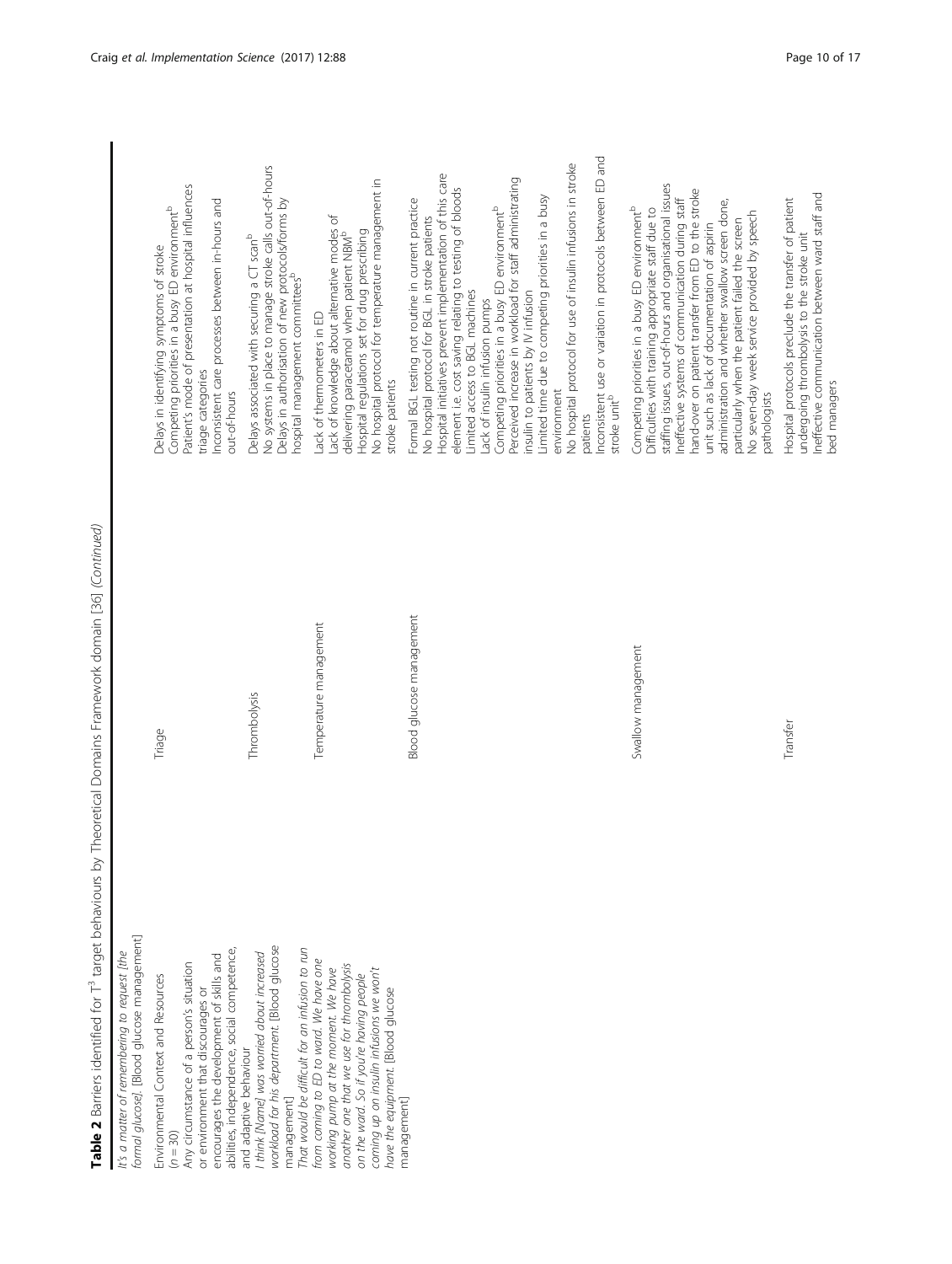**Table 2** Barriers identified for $T^3$ target behaviours by Theoretical Domains Framework domain [36] *(Continued)*

| | | |
|---|---|---|
| *It's a matter of remembering to request [the formal glucose].* [Blood glucose management] | | |
| Environmental Context and Resources ($n = 30$)<br>Any circumstance of a person's situation or environment that discourages or encourages the development of skills and abilities, independence, social competence, and adaptive behaviour<br>*I think [Name] was worried about increased workload for his department.* [Blood glucose management]<br>*That would be difficult for an infusion to run from coming to ED to ward. We have one working pump at the moment. We have another one that we use for thrombolysis on the ward. So if you're having people coming up on insulin infusions we won't have the equipment.* [Blood glucose management] | Triage | Delays in identifying symptoms of stroke<br>Competing priorities in a busy ED environment[b]<br>Patient's mode of presentation at hospital influences triage categories<br>Inconsistent care processes between in-hours and out-of-hours |
| | Thrombolysis | Delays associated with securing a CT scan[b]<br>No systems in place to manage stroke calls out-of-hours<br>Delays in authorisation of new protocols/forms by hospital management committees[b] |
| | Temperature management | Lack of thermometers in ED<br>Lack of knowledge about alternative modes of delivering paracetamol when patient NBM[b]<br>Hospital regulations set for drug prescribing<br>No hospital protocol for temperature management in stroke patients |
| | Blood glucose management | Formal BGL testing not routine in current practice<br>No hospital protocol for BGL in stroke patients<br>Hospital initiatives prevent implementation of this care element i.e. cost saving relating to testing of bloods<br>Limited access to BGL machines<br>Lack of insulin infusion pumps<br>Competing priorities in a busy ED environment[b]<br>Perceived increase in workload for staff administrating insulin to patients by IV infusion<br>Limited time due to competing priorities in a busy environment<br>No hospital protocol for use of insulin infusions in stroke patients<br>Inconsistent use or variation in protocols between ED and stroke unit[b] |
| | Swallow management | Competing priorities in a busy ED environment[b]<br>Difficulties with training appropriate staff due to staffing issues, out-of-hours and organisational issues<br>Ineffective systems of communication during staff hand-over on patient transfer from ED to the stroke unit such as lack of documentation of aspirin administration and whether swallow screen done, particularly when the patient failed the screen<br>No seven-day week service provided by speech pathologists |
| | Transfer | Hospital protocols preclude the transfer of patient undergoing thrombolysis to the stroke unit<br>Ineffective communication between ward staff and bed managers |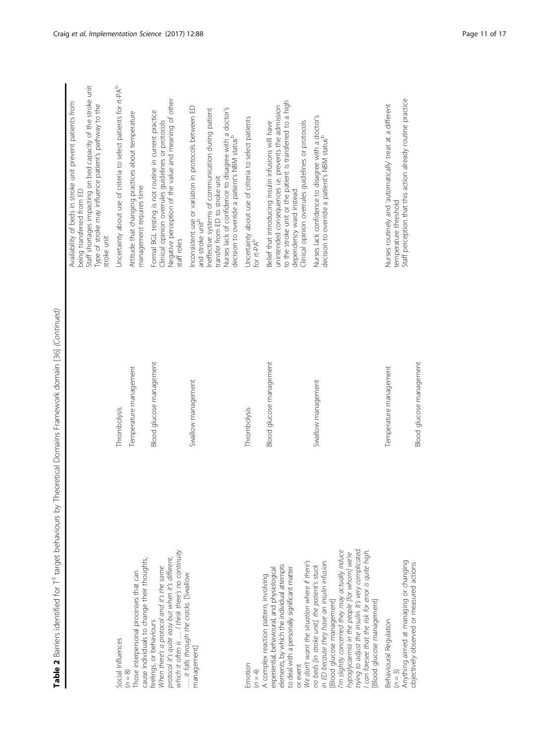**Table 2** Barriers identified for T[3] target behaviours by Theoretical Domains Framework domain [36] *(Continued)*

| | | |
|---|---|---|
| | | Availability of beds in stroke unit prevent patients from being transferred from ED<br>Staff shortages impacting on bed capacity of the stroke unit<br>Type of stroke may influence patient's pathway to the stroke unit |
| Social Influences<br>(*n* = 8)<br>Those interpersonal processes that can cause individuals to change their thoughts, feelings, or behaviours<br>*When there's a protocol and it's the same protocol it's quite easy but when it's different, which it often is … I think there's no continuity …. it falls through the cracks.* [Swallow management] | Thrombolysis | Uncertainty about use of criteria to select patients for rt-PA[b] |
| | Temperature management | Attitude that changing practices about temperature management requires time |
| | Blood glucose management | Formal BGL testing is not routine in current practice<br>Clinical opinion overrules guidelines or protocols<br>Negative perception of the value and meaning of other staff roles |
| | Swallow management | Inconsistent use or variation in protocols between ED and stroke unit[b]<br>Ineffective systems of communication during patient transfer from ED to stroke unit<br>Nurses lack of confidence to disagree with a doctor's decision to override a patient's NBM status[b] |
| Emotion<br>(*n* = 4)<br>A complex reaction pattern, involving experiential, behavioural, and physiological elements, by which the individual attempts to deal with a personally significant matter or event<br>*We don't want the situation where if there's no beds [in stroke unit], the patient's stuck in ED because they have an insulin infusion.* [Blood glucose management]<br>*I'm slightly concerned they may actually induce hypoglycaemia in the people [for whom] we're trying to adjust the insulin. It's very complicated. I can foresee that the risk for error is quite high.* [Blood glucose management] | Thrombolysis | Uncertainty about use of criteria to select patients for rt-PA[b] |
| | Blood glucose management | Belief that introducing insulin infusions will have unintended consequences i.e. prevents the admission to the stroke unit or the patient is transferred to a high dependency ward instead<br>Clinical opinion overrules guidelines or protocols |
| | Swallow management | Nurses lack confidence to disagree with a doctor's decision to override a patient's NBM status[b] |
| Behavioural Regulation<br>(*n* = 3)<br>Anything aimed at managing or changing objectively observed or measured actions | Temperature management | Nurses routinely and 'automatically' treat at a different temperature threshold |
| | Blood glucose management | Staff perception that this action already routine practice |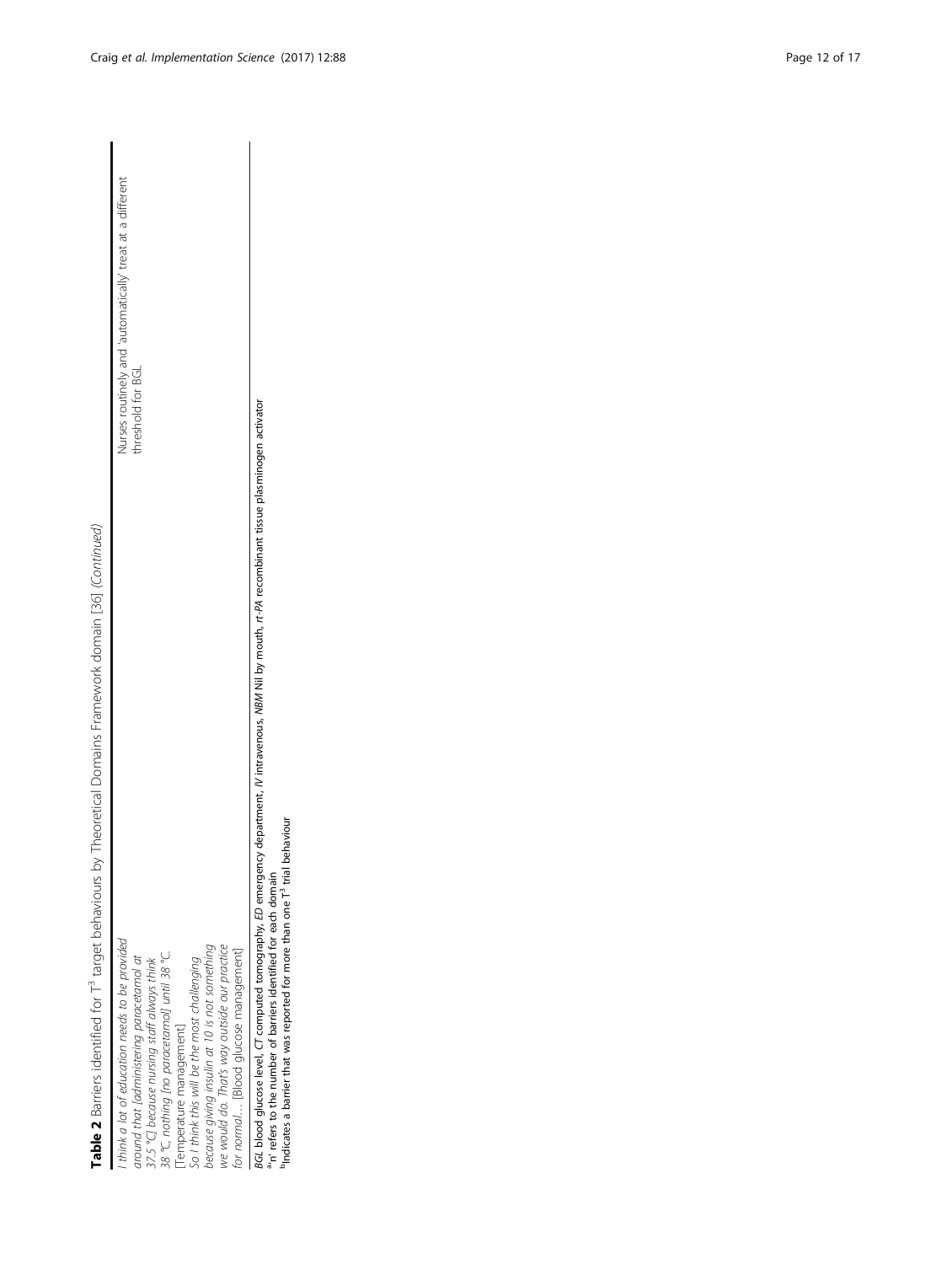**Table 2** Barriers identified for $T^3$ target behaviours by Theoretical Domains Framework domain [36] *(Continued)*

| | |
|---|---|
| *I think a lot of education needs to be provided around that [administering paracetamol at 37.5 °C] because nursing staff always think 38 °C, nothing [no paracetamol] until 38 °C.* [Temperature management] *So I think this will be the most challenging because giving insulin at 10 is not something we would do. That's way outside our practice for normal…* [Blood glucose management] | Nurses routinely and 'automatically' treat at a different threshold for BGL |

*BGL* blood glucose level, *CT* computed tomography, *ED* emergency department, *IV* intravenous, *NBM* Nil by mouth, *rt-PA* recombinant tissue plasminogen activator
[a]'n' refers to the number of barriers identified for each domain
[b]Indicates a barrier that was reported for more than one $T^3$ trial behaviour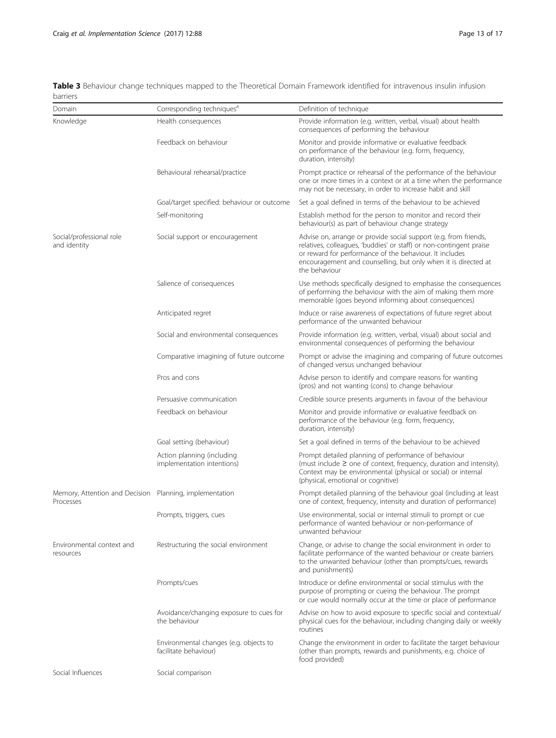**Table 3** Behaviour change techniques mapped to the Theoretical Domain Framework identified for intravenous insulin infusion barriers

| Domain | Corresponding techniques[a] | Definition of technique |
|---|---|---|
| Knowledge | Health consequences | Provide information (e.g. written, verbal, visual) about health consequences of performing the behaviour |
| | Feedback on behaviour | Monitor and provide informative or evaluative feedback on performance of the behaviour (e.g. form, frequency, duration, intensity) |
| | Behavioural rehearsal/practice | Prompt practice or rehearsal of the performance of the behaviour one or more times in a context or at a time when the performance may not be necessary, in order to increase habit and skill |
| | Goal/target specified: behaviour or outcome | Set a goal defined in terms of the behaviour to be achieved |
| | Self-monitoring | Establish method for the person to monitor and record their behaviour(s) as part of behaviour change strategy |
| Social/professional role and identity | Social support or encouragement | Advise on, arrange or provide social support (e.g. from friends, relatives, colleagues, 'buddies' or staff) or non-contingent praise or reward for performance of the behaviour. It includes encouragement and counselling, but only when it is directed at the behaviour |
| | Salience of consequences | Use methods specifically designed to emphasise the consequences of performing the behaviour with the aim of making them more memorable (goes beyond informing about consequences) |
| | Anticipated regret | Induce or raise awareness of expectations of future regret about performance of the unwanted behaviour |
| | Social and environmental consequences | Provide information (e.g. written, verbal, visual) about social and environmental consequences of performing the behaviour |
| | Comparative imagining of future outcome | Prompt or advise the imagining and comparing of future outcomes of changed versus unchanged behaviour |
| | Pros and cons | Advise person to identify and compare reasons for wanting (pros) and not wanting (cons) to change behaviour |
| | Persuasive communication | Credible source presents arguments in favour of the behaviour |
| | Feedback on behaviour | Monitor and provide informative or evaluative feedback on performance of the behaviour (e.g. form, frequency, duration, intensity) |
| | Goal setting (behaviour) | Set a goal defined in terms of the behaviour to be achieved |
| | Action planning (including implementation intentions) | Prompt detailed planning of performance of behaviour (must include ≥ one of context, frequency, duration and intensity). Context may be environmental (physical or social) or internal (physical, emotional or cognitive) |
| Memory, Attention and Decision Processes | Planning, implementation | Prompt detailed planning of the behaviour goal (including at least one of context, frequency, intensity and duration of performance) |
| | Prompts, triggers, cues | Use environmental, social or internal stimuli to prompt or cue performance of wanted behaviour or non-performance of unwanted behaviour |
| Environmental context and resources | Restructuring the social environment | Change, or advise to change the social environment in order to facilitate performance of the wanted behaviour or create barriers to the unwanted behaviour (other than prompts/cues, rewards and punishments) |
| | Prompts/cues | Introduce or define environmental or social stimulus with the purpose of prompting or cueing the behaviour. The prompt or cue would normally occur at the time or place of performance |
| | Avoidance/changing exposure to cues for the behaviour | Advise on how to avoid exposure to specific social and contextual/physical cues for the behaviour, including changing daily or weekly routines |
| | Environmental changes (e.g. objects to facilitate behaviour) | Change the environment in order to facilitate the target behaviour (other than prompts, rewards and punishments, e.g. choice of food provided) |
| Social Influences | Social comparison | |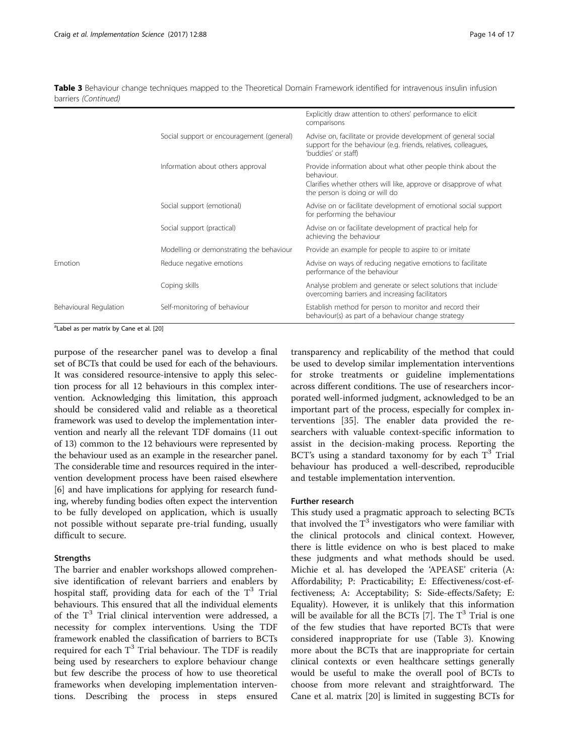**Table 3** Behaviour change techniques mapped to the Theoretical Domain Framework identified for intravenous insulin infusion barriers *(Continued)*

| | | |
|---|---|---|
| | | Explicitly draw attention to others' performance to elicit comparisons |
| | Social support or encouragement (general) | Advise on, facilitate or provide development of general social support for the behaviour (e.g. friends, relatives, colleagues, 'buddies' or staff) |
| | Information about others approval | Provide information about what other people think about the behaviour. Clarifies whether others will like, approve or disapprove of what the person is doing or will do |
| | Social support (emotional) | Advise on or facilitate development of emotional social support for performing the behaviour |
| | Social support (practical) | Advise on or facilitate development of practical help for achieving the behaviour |
| | Modelling or demonstrating the behaviour | Provide an example for people to aspire to or imitate |
| Emotion | Reduce negative emotions | Advise on ways of reducing negative emotions to facilitate performance of the behaviour |
| | Coping skills | Analyse problem and generate or select solutions that include overcoming barriers and increasing facilitators |
| Behavioural Regulation | Self-monitoring of behaviour | Establish method for person to monitor and record their behaviour(s) as part of a behaviour change strategy |

[a]Label as per matrix by Cane et al. [20]

purpose of the researcher panel was to develop a final set of BCTs that could be used for each of the behaviours. It was considered resource-intensive to apply this selection process for all 12 behaviours in this complex intervention. Acknowledging this limitation, this approach should be considered valid and reliable as a theoretical framework was used to develop the implementation intervention and nearly all the relevant TDF domains (11 out of 13) common to the 12 behaviours were represented by the behaviour used as an example in the researcher panel. The considerable time and resources required in the intervention development process have been raised elsewhere [6] and have implications for applying for research funding, whereby funding bodies often expect the intervention to be fully developed on application, which is usually not possible without separate pre-trial funding, usually difficult to secure.

### Strengths

The barrier and enabler workshops allowed comprehensive identification of relevant barriers and enablers by hospital staff, providing data for each of the $T^3$ Trial behaviours. This ensured that all the individual elements of the $T^3$ Trial clinical intervention were addressed, a necessity for complex interventions. Using the TDF framework enabled the classification of barriers to BCTs required for each $T^3$ Trial behaviour. The TDF is readily being used by researchers to explore behaviour change but few describe the process of how to use theoretical frameworks when developing implementation interventions. Describing the process in steps ensured transparency and replicability of the method that could be used to develop similar implementation interventions for stroke treatments or guideline implementations across different conditions. The use of researchers incorporated well-informed judgment, acknowledged to be an important part of the process, especially for complex interventions [35]. The enabler data provided the researchers with valuable context-specific information to assist in the decision-making process. Reporting the BCT's using a standard taxonomy for by each $T^3$ Trial behaviour has produced a well-described, reproducible and testable implementation intervention.

### Further research

This study used a pragmatic approach to selecting BCTs that involved the $T^3$ investigators who were familiar with the clinical protocols and clinical context. However, there is little evidence on who is best placed to make these judgments and what methods should be used. Michie et al. has developed the 'APEASE' criteria (A: Affordability; P: Practicability; E: Effectiveness/cost-effectiveness; A: Acceptability; S: Side-effects/Safety; E: Equality). However, it is unlikely that this information will be available for all the BCTs [7]. The $T^3$ Trial is one of the few studies that have reported BCTs that were considered inappropriate for use (Table 3). Knowing more about the BCTs that are inappropriate for certain clinical contexts or even healthcare settings generally would be useful to make the overall pool of BCTs to choose from more relevant and straightforward. The Cane et al. matrix [20] is limited in suggesting BCTs for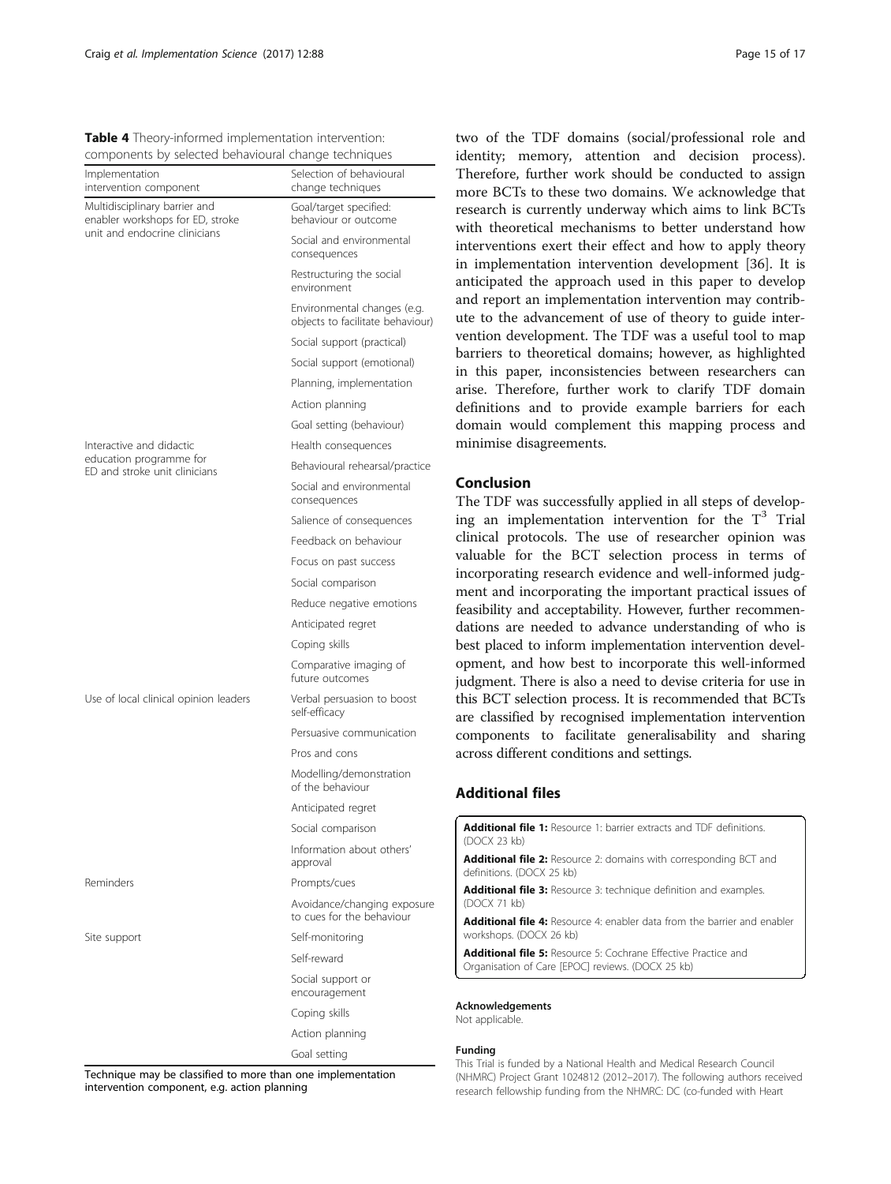**Table 4** Theory-informed implementation intervention: components by selected behavioural change techniques

| Implementation intervention component | Selection of behavioural change techniques |
|---|---|
| Multidisciplinary barrier and enabler workshops for ED, stroke unit and endocrine clinicians | Goal/target specified: behaviour or outcome |
| | Social and environmental consequences |
| | Restructuring the social environment |
| | Environmental changes (e.g. objects to facilitate behaviour) |
| | Social support (practical) |
| | Social support (emotional) |
| | Planning, implementation |
| | Action planning |
| | Goal setting (behaviour) |
| Interactive and didactic education programme for ED and stroke unit clinicians | Health consequences |
| | Behavioural rehearsal/practice |
| | Social and environmental consequences |
| | Salience of consequences |
| | Feedback on behaviour |
| | Focus on past success |
| | Social comparison |
| | Reduce negative emotions |
| | Anticipated regret |
| | Coping skills |
| | Comparative imaging of future outcomes |
| Use of local clinical opinion leaders | Verbal persuasion to boost self-efficacy |
| | Persuasive communication |
| | Pros and cons |
| | Modelling/demonstration of the behaviour |
| | Anticipated regret |
| | Social comparison |
| | Information about others' approval |
| Reminders | Prompts/cues |
| | Avoidance/changing exposure to cues for the behaviour |
| Site support | Self-monitoring |
| | Self-reward |
| | Social support or encouragement |
| | Coping skills |
| | Action planning |
| | Goal setting |

Technique may be classified to more than one implementation intervention component, e.g. action planning

two of the TDF domains (social/professional role and identity; memory, attention and decision process). Therefore, further work should be conducted to assign more BCTs to these two domains. We acknowledge that research is currently underway which aims to link BCTs with theoretical mechanisms to better understand how interventions exert their effect and how to apply theory in implementation intervention development [36]. It is anticipated the approach used in this paper to develop and report an implementation intervention may contribute to the advancement of use of theory to guide intervention development. The TDF was a useful tool to map barriers to theoretical domains; however, as highlighted in this paper, inconsistencies between researchers can arise. Therefore, further work to clarify TDF domain definitions and to provide example barriers for each domain would complement this mapping process and minimise disagreements.

## Conclusion

The TDF was successfully applied in all steps of developing an implementation intervention for the $T^3$ Trial clinical protocols. The use of researcher opinion was valuable for the BCT selection process in terms of incorporating research evidence and well-informed judgment and incorporating the important practical issues of feasibility and acceptability. However, further recommendations are needed to advance understanding of who is best placed to inform implementation intervention development, and how best to incorporate this well-informed judgment. There is also a need to devise criteria for use in this BCT selection process. It is recommended that BCTs are classified by recognised implementation intervention components to facilitate generalisability and sharing across different conditions and settings.

## Additional files

**Additional file 1:** Resource 1: barrier extracts and TDF definitions. (DOCX 23 kb)

**Additional file 2:** Resource 2: domains with corresponding BCT and definitions. (DOCX 25 kb)

**Additional file 3:** Resource 3: technique definition and examples. (DOCX 71 kb)

**Additional file 4:** Resource 4: enabler data from the barrier and enabler workshops. (DOCX 26 kb)

**Additional file 5:** Resource 5: Cochrane Effective Practice and Organisation of Care [EPOC] reviews. (DOCX 25 kb)

#### Acknowledgements

Not applicable.

#### Funding

This Trial is funded by a National Health and Medical Research Council (NHMRC) Project Grant 1024812 (2012–2017). The following authors received research fellowship funding from the NHMRC: DC (co-funded with Heart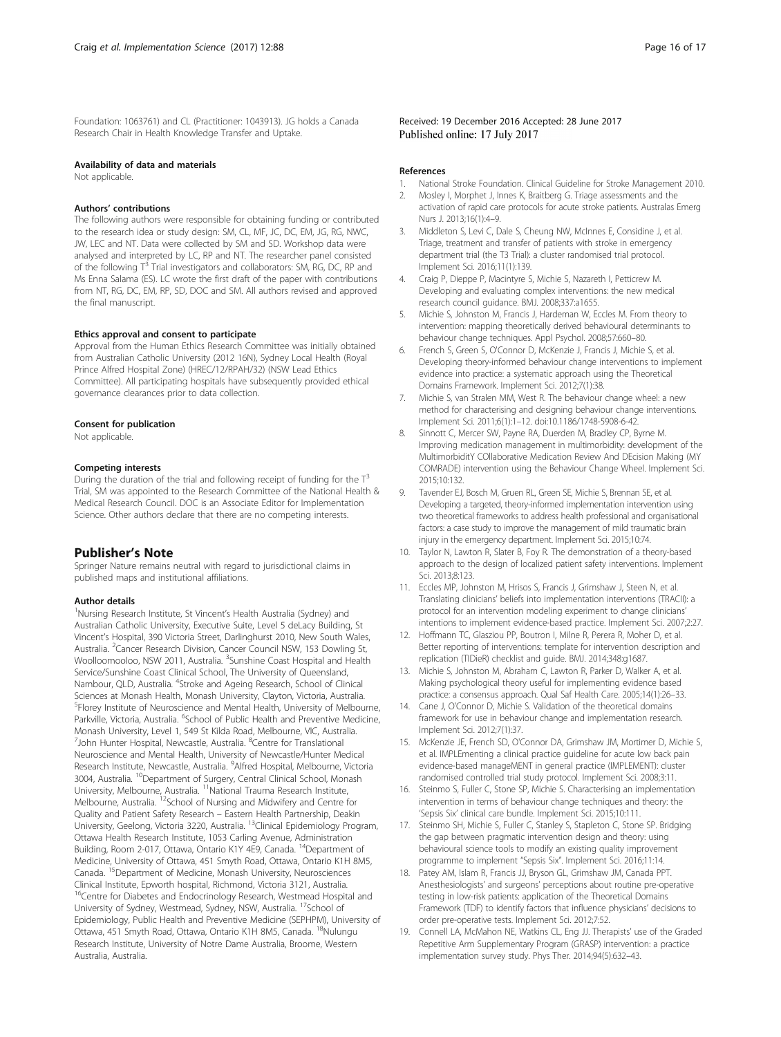Foundation: 1063761) and CL (Practitioner: 1043913). JG holds a Canada Research Chair in Health Knowledge Transfer and Uptake.

#### Availability of data and materials

Not applicable.

#### Authors' contributions

The following authors were responsible for obtaining funding or contributed to the research idea or study design: SM, CL, MF, JC, DC, EM, JG, RG, NWC, JW, LEC and NT. Data were collected by SM and SD. Workshop data were analysed and interpreted by LC, RP and NT. The researcher panel consisted of the following $T^3$ Trial investigators and collaborators: SM, RG, DC, RP and Ms Enna Salama (ES). LC wrote the first draft of the paper with contributions from NT, RG, DC, EM, RP, SD, DOC and SM. All authors revised and approved the final manuscript.

#### Ethics approval and consent to participate

Approval from the Human Ethics Research Committee was initially obtained from Australian Catholic University (2012 16N), Sydney Local Health (Royal Prince Alfred Hospital Zone) (HREC/12/RPAH/32) (NSW Lead Ethics Committee). All participating hospitals have subsequently provided ethical governance clearances prior to data collection.

#### Consent for publication

Not applicable.

#### Competing interests

During the duration of the trial and following receipt of funding for the $T^3$ Trial, SM was appointed to the Research Committee of the National Health & Medical Research Council. DOC is an Associate Editor for Implementation Science. Other authors declare that there are no competing interests.

## Publisher's Note

Springer Nature remains neutral with regard to jurisdictional claims in published maps and institutional affiliations.

#### Author details

[1]Nursing Research Institute, St Vincent's Health Australia (Sydney) and Australian Catholic University, Executive Suite, Level 5 deLacy Building, St Vincent's Hospital, 390 Victoria Street, Darlinghurst 2010, New South Wales, Australia. [2]Cancer Research Division, Cancer Council NSW, 153 Dowling St, Woolloomooloo, NSW 2011, Australia. [3]Sunshine Coast Hospital and Health Service/Sunshine Coast Clinical School, The University of Queensland, Nambour, QLD, Australia. [4]Stroke and Ageing Research, School of Clinical Sciences at Monash Health, Monash University, Clayton, Victoria, Australia. [5]Florey Institute of Neuroscience and Mental Health, University of Melbourne, Parkville, Victoria, Australia. [6]School of Public Health and Preventive Medicine, Monash University, Level 1, 549 St Kilda Road, Melbourne, VIC, Australia. [7]John Hunter Hospital, Newcastle, Australia. [8]Centre for Translational Neuroscience and Mental Health, University of Newcastle/Hunter Medical Research Institute, Newcastle, Australia. [9]Alfred Hospital, Melbourne, Victoria 3004, Australia. [10]Department of Surgery, Central Clinical School, Monash University, Melbourne, Australia. [11]National Trauma Research Institute, Melbourne, Australia. [12]School of Nursing and Midwifery and Centre for Quality and Patient Safety Research – Eastern Health Partnership, Deakin University, Geelong, Victoria 3220, Australia. [13]Clinical Epidemiology Program, Ottawa Health Research Institute, 1053 Carling Avenue, Administration Building, Room 2-017, Ottawa, Ontario K1Y 4E9, Canada. [14]Department of Medicine, University of Ottawa, 451 Smyth Road, Ottawa, Ontario K1H 8M5, Canada. [15]Department of Medicine, Monash University, Neurosciences Clinical Institute, Epworth hospital, Richmond, Victoria 3121, Australia. [16]Centre for Diabetes and Endocrinology Research, Westmead Hospital and University of Sydney, Westmead, Sydney, NSW, Australia. [17]School of Epidemiology, Public Health and Preventive Medicine (SEPHPM), University of Ottawa, 451 Smyth Road, Ottawa, Ontario K1H 8M5, Canada. [18]Nulungu Research Institute, University of Notre Dame Australia, Broome, Western Australia, Australia.

Received: 19 December 2016 Accepted: 28 June 2017
Published online: 17 July 2017

#### References

1. National Stroke Foundation. Clinical Guideline for Stroke Management 2010.
2. Mosley I, Morphet J, Innes K, Braitberg G. Triage assessments and the activation of rapid care protocols for acute stroke patients. Australas Emerg Nurs J. 2013;16(1):4–9.
3. Middleton S, Levi C, Dale S, Cheung NW, McInnes E, Considine J, et al. Triage, treatment and transfer of patients with stroke in emergency department trial (the T3 Trial): a cluster randomised trial protocol. Implement Sci. 2016;11(1):139.
4. Craig P, Dieppe P, Macintyre S, Michie S, Nazareth I, Petticrew M. Developing and evaluating complex interventions: the new medical research council guidance. BMJ. 2008;337:a1655.
5. Michie S, Johnston M, Francis J, Hardeman W, Eccles M. From theory to intervention: mapping theoretically derived behavioural determinants to behaviour change techniques. Appl Psychol. 2008;57:660–80.
6. French S, Green S, O'Connor D, McKenzie J, Francis J, Michie S, et al. Developing theory-informed behaviour change interventions to implement evidence into practice: a systematic approach using the Theoretical Domains Framework. Implement Sci. 2012;7(1):38.
7. Michie S, van Stralen MM, West R. The behaviour change wheel: a new method for characterising and designing behaviour change interventions. Implement Sci. 2011;6(1):1–12. doi:10.1186/1748-5908-6-42.
8. Sinnott C, Mercer SW, Payne RA, Duerden M, Bradley CP, Byrne M. Improving medication management in multimorbidity: development of the MultimorbiditY COllaborative Medication Review And DEcision Making (MY COMRADE) intervention using the Behaviour Change Wheel. Implement Sci. 2015;10:132.
9. Tavender EJ, Bosch M, Gruen RL, Green SE, Michie S, Brennan SE, et al. Developing a targeted, theory-informed implementation intervention using two theoretical frameworks to address health professional and organisational factors: a case study to improve the management of mild traumatic brain injury in the emergency department. Implement Sci. 2015;10:74.
10. Taylor N, Lawton R, Slater B, Foy R. The demonstration of a theory-based approach to the design of localized patient safety interventions. Implement Sci. 2013;8:123.
11. Eccles MP, Johnston M, Hrisos S, Francis J, Grimshaw J, Steen N, et al. Translating clinicians' beliefs into implementation interventions (TRACII): a protocol for an intervention modeling experiment to change clinicians' intentions to implement evidence-based practice. Implement Sci. 2007;2:27.
12. Hoffmann TC, Glasziou PP, Boutron I, Milne R, Perera R, Moher D, et al. Better reporting of interventions: template for intervention description and replication (TIDieR) checklist and guide. BMJ. 2014;348:g1687.
13. Michie S, Johnston M, Abraham C, Lawton R, Parker D, Walker A, et al. Making psychological theory useful for implementing evidence based practice: a consensus approach. Qual Saf Health Care. 2005;14(1):26–33.
14. Cane J, O'Connor D, Michie S. Validation of the theoretical domains framework for use in behaviour change and implementation research. Implement Sci. 2012;7(1):37.
15. McKenzie JE, French SD, O'Connor DA, Grimshaw JM, Mortimer D, Michie S, et al. IMPLEmenting a clinical practice guideline for acute low back pain evidence-based manageMENT in general practice (IMPLEMENT): cluster randomised controlled trial study protocol. Implement Sci. 2008;3:11.
16. Steinmo S, Fuller C, Stone SP, Michie S. Characterising an implementation intervention in terms of behaviour change techniques and theory: the 'Sepsis Six' clinical care bundle. Implement Sci. 2015;10:111.
17. Steinmo SH, Michie S, Fuller C, Stanley S, Stapleton C, Stone SP. Bridging the gap between pragmatic intervention design and theory: using behavioural science tools to modify an existing quality improvement programme to implement "Sepsis Six". Implement Sci. 2016;11:14.
18. Patey AM, Islam R, Francis JJ, Bryson GL, Grimshaw JM, Canada PPT. Anesthesiologists' and surgeons' perceptions about routine pre-operative testing in low-risk patients: application of the Theoretical Domains Framework (TDF) to identify factors that influence physicians' decisions to order pre-operative tests. Implement Sci. 2012;7:52.
19. Connell LA, McMahon NE, Watkins CL, Eng JJ. Therapists' use of the Graded Repetitive Arm Supplementary Program (GRASP) intervention: a practice implementation survey study. Phys Ther. 2014;94(5):632–43.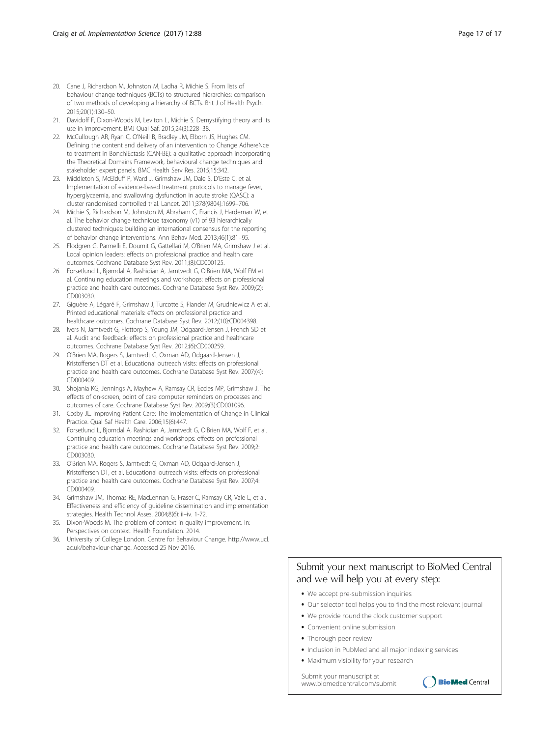20. Cane J, Richardson M, Johnston M, Ladha R, Michie S. From lists of behaviour change techniques (BCTs) to structured hierarchies: comparison of two methods of developing a hierarchy of BCTs. Brit J of Health Psych. 2015;20(1):130–50.
21. Davidoff F, Dixon-Woods M, Leviton L, Michie S. Demystifying theory and its use in improvement. BMJ Qual Saf. 2015;24(3):228–38.
22. McCullough AR, Ryan C, O'Neill B, Bradley JM, Elborn JS, Hughes CM. Defining the content and delivery of an intervention to Change AdhereNce to treatment in BonchiEctasis (CAN-BE): a qualitative approach incorporating the Theoretical Domains Framework, behavioural change techniques and stakeholder expert panels. BMC Health Serv Res. 2015;15:342.
23. Middleton S, McElduff P, Ward J, Grimshaw JM, Dale S, D'Este C, et al. Implementation of evidence-based treatment protocols to manage fever, hyperglycaemia, and swallowing dysfunction in acute stroke (QASC): a cluster randomised controlled trial. Lancet. 2011;378(9804):1699–706.
24. Michie S, Richardson M, Johnston M, Abraham C, Francis J, Hardeman W, et al. The behavior change technique taxonomy (v1) of 93 hierarchically clustered techniques: building an international consensus for the reporting of behavior change interventions. Ann Behav Med. 2013;46(1):81–95.
25. Flodgren G, Parmelli E, Doumit G, Gattellari M, O'Brien MA, Grimshaw J et al. Local opinion leaders: effects on professional practice and health care outcomes. Cochrane Database Syst Rev. 2011;(8):CD000125.
26. Forsetlund L, Bjørndal A, Rashidian A, Jamtvedt G, O'Brien MA, Wolf FM et al. Continuing education meetings and workshops: effects on professional practice and health care outcomes. Cochrane Database Syst Rev. 2009;(2): CD003030.
27. Giguère A, Légaré F, Grimshaw J, Turcotte S, Fiander M, Grudniewicz A et al. Printed educational materials: effects on professional practice and healthcare outcomes. Cochrane Database Syst Rev. 2012;(10):CD004398.
28. Ivers N, Jamtvedt G, Flottorp S, Young JM, Odgaard-Jensen J, French SD et al. Audit and feedback: effects on professional practice and healthcare outcomes. Cochrane Database Syst Rev. 2012;(6):CD000259.
29. O'Brien MA, Rogers S, Jamtvedt G, Oxman AD, Odgaard-Jensen J, Kristoffersen DT et al. Educational outreach visits: effects on professional practice and health care outcomes. Cochrane Database Syst Rev. 2007;(4): CD000409.
30. Shojania KG, Jennings A, Mayhew A, Ramsay CR, Eccles MP, Grimshaw J. The effects of on-screen, point of care computer reminders on processes and outcomes of care. Cochrane Database Syst Rev. 2009;(3):CD001096.
31. Cosby JL. Improving Patient Care: The Implementation of Change in Clinical Practice. Qual Saf Health Care. 2006;15(6):447.
32. Forsetlund L, Bjorndal A, Rashidian A, Jamtvedt G, O'Brien MA, Wolf F, et al. Continuing education meetings and workshops: effects on professional practice and health care outcomes. Cochrane Database Syst Rev. 2009;2: CD003030.
33. O'Brien MA, Rogers S, Jamtvedt G, Oxman AD, Odgaard-Jensen J, Kristoffersen DT, et al. Educational outreach visits: effects on professional practice and health care outcomes. Cochrane Database Syst Rev. 2007;4: CD000409.
34. Grimshaw JM, Thomas RE, MacLennan G, Fraser C, Ramsay CR, Vale L, et al. Effectiveness and efficiency of guideline dissemination and implementation strategies. Health Technol Asses. 2004;8(6):iii–iv. 1-72.
35. Dixon-Woods M. The problem of context in quality improvement. In: Perspectives on context. Health Foundation. 2014.
36. University of College London. Centre for Behaviour Change. http://www.ucl.ac.uk/behaviour-change. Accessed 25 Nov 2016.

Submit your next manuscript to BioMed Central and we will help you at every step:

- We accept pre-submission inquiries
- Our selector tool helps you to find the most relevant journal
- We provide round the clock customer support
- Convenient online submission
- Thorough peer review
- Inclusion in PubMed and all major indexing services
- Maximum visibility for your research

Submit your manuscript at www.biomedcentral.com/submit

BioMed Central